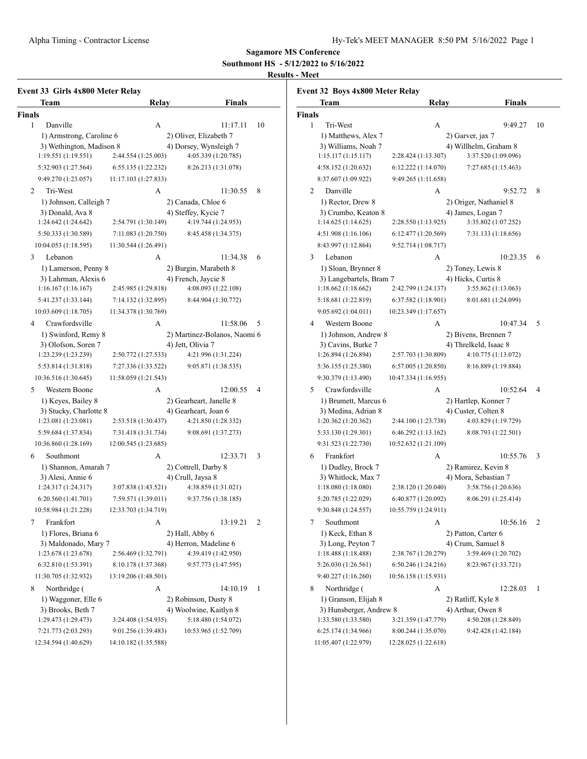**Sagamore MS Conference**

**Southmont HS - 5/12/2022 to 5/16/2022**

**Results - Meet**

### Event 33 Girls 4x800 Meter Relay

| Team | Relay | Finals | |
|---|---|---|---|
| **Finals** | | | |
| 1 Danville | A | 11:17.11 | 10 |
| 1) Armstrong, Caroline 6 | | 2) Oliver, Elizabeth 7 | |
| 3) Wethington, Madison 8 | | 4) Dorsey, Wynsleigh 7 | |
| 1:19.551 (1:19.551) | 2:44.554 (1:25.003) | 4:05.339 (1:20.785) | |
| 5:32.903 (1:27.564) | 6:55.135 (1:22.232) | 8:26.213 (1:31.078) | |
| 9:49.270 (1:23.057) | 11:17.103 (1:27.833) | | |
| 2 Tri-West | A | 11:30.55 | 8 |
| 1) Johnson, Calleigh 7 | | 2) Canada, Chloe 6 | |
| 3) Donald, Ava 8 | | 4) Steffey, Kycie 7 | |
| 1:24.642 (1:24.642) | 2:54.791 (1:30.149) | 4:19.744 (1:24.953) | |
| 5:50.333 (1:30.589) | 7:11.083 (1:20.750) | 8:45.458 (1:34.375) | |
| 10:04.053 (1:18.595) | 11:30.544 (1:26.491) | | |
| 3 Lebanon | A | 11:34.38 | 6 |
| 1) Lamerson, Penny 8 | | 2) Burgin, Marabeth 8 | |
| 3) Lahrman, Alexis 6 | | 4) French, Jaycie 8 | |
| 1:16.167 (1:16.167) | 2:45.985 (1:29.818) | 4:08.093 (1:22.108) | |
| 5:41.237 (1:33.144) | 7:14.132 (1:32.895) | 8:44.904 (1:30.772) | |
| 10:03.609 (1:18.705) | 11:34.378 (1:30.769) | | |
| 4 Crawfordsville | A | 11:58.06 | 5 |
| 1) Swinford, Remy 8 | | 2) Martinez-Bolanos, Naomi 6 | |
| 3) Olofson, Soren 7 | | 4) Jett, Olivia 7 | |
| 1:23.239 (1:23.239) | 2:50.772 (1:27.533) | 4:21.996 (1:31.224) | |
| 5:53.814 (1:31.818) | 7:27.336 (1:33.522) | 9:05.871 (1:38.535) | |
| 10:36.516 (1:30.645) | 11:58.059 (1:21.543) | | |
| 5 Western Boone | A | 12:00.55 | 4 |
| 1) Keyes, Bailey 8 | | 2) Gearheart, Janelle 8 | |
| 3) Stucky, Charlotte 8 | | 4) Gearheart, Joan 6 | |
| 1:23.081 (1:23.081) | 2:53.518 (1:30.437) | 4:21.850 (1:28.332) | |
| 5:59.684 (1:37.834) | 7:31.418 (1:31.734) | 9:08.691 (1:37.273) | |
| 10:36.860 (1:28.169) | 12:00.545 (1:23.685) | | |
| 6 Southmont | A | 12:33.71 | 3 |
| 1) Shannon, Amarah 7 | | 2) Cottrell, Darby 8 | |
| 3) Alesi, Annie 6 | | 4) Crull, Jaysa 8 | |
| 1:24.317 (1:24.317) | 3:07.838 (1:43.521) | 4:38.859 (1:31.021) | |
| 6:20.560 (1:41.701) | 7:59.571 (1:39.011) | 9:37.756 (1:38.185) | |
| 10:58.984 (1:21.228) | 12:33.703 (1:34.719) | | |
| 7 Frankfort | A | 13:19.21 | 2 |
| 1) Flores, Briana 6 | | 2) Hall, Abby 6 | |
| 3) Maldonado, Mary 7 | | 4) Herron, Madeline 6 | |
| 1:23.678 (1:23.678) | 2:56.469 (1:32.791) | 4:39.419 (1:42.950) | |
| 6:32.810 (1:53.391) | 8:10.178 (1:37.368) | 9:57.773 (1:47.595) | |
| 11:30.705 (1:32.932) | 13:19.206 (1:48.501) | | |
| 8 Northridge ( | A | 14:10.19 | 1 |
| 1) Waggoner, Elle 6 | | 2) Robinson, Dusty 8 | |
| 3) Brooks, Beth 7 | | 4) Woolwine, Kaitlyn 8 | |
| 1:29.473 (1:29.473) | 3:24.408 (1:54.935) | 5:18.480 (1:54.072) | |
| 7:21.773 (2:03.293) | 9:01.256 (1:39.483) | 10:53.965 (1:52.709) | |
| 12:34.594 (1:40.629) | 14:10.182 (1:35.588) | | |

### Event 32 Boys 4x800 Meter Relay

| Team | Relay | Finals | |
|---|---|---|---|
| **Finals** | | | |
| 1 Tri-West | A | 9:49.27 | 10 |
| 1) Matthews, Alex 7 | | 2) Garver, jax 7 | |
| 3) Williams, Noah 7 | | 4) Willhelm, Graham 8 | |
| 1:15.117 (1:15.117) | 2:28.424 (1:13.307) | 3:37.520 (1:09.096) | |
| 4:58.152 (1:20.632) | 6:12.222 (1:14.070) | 7:27.685 (1:15.463) | |
| 8:37.607 (1:09.922) | 9:49.265 (1:11.658) | | |
| 2 Danville | A | 9:52.72 | 8 |
| 1) Rector, Drew 8 | | 2) Origer, Nathaniel 8 | |
| 3) Crumbo, Keaton 8 | | 4) James, Logan 7 | |
| 1:14.625 (1:14.625) | 2:28.550 (1:13.925) | 3:35.802 (1:07.252) | |
| 4:51.908 (1:16.106) | 6:12.477 (1:20.569) | 7:31.133 (1:18.656) | |
| 8:43.997 (1:12.864) | 9:52.714 (1:08.717) | | |
| 3 Lebanon | A | 10:23.35 | 6 |
| 1) Sloan, Brynner 8 | | 2) Toney, Lewis 8 | |
| 3) Langebartels, Bram 7 | | 4) Hicks, Curtis 8 | |
| 1:18.662 (1:18.662) | 2:42.799 (1:24.137) | 3:55.862 (1:13.063) | |
| 5:18.681 (1:22.819) | 6:37.582 (1:18.901) | 8:01.681 (1:24.099) | |
| 9:05.692 (1:04.011) | 10:23.349 (1:17.657) | | |
| 4 Western Boone | A | 10:47.34 | 5 |
| 1) Johnson, Andrew 8 | | 2) Bivens, Brennen 7 | |
| 3) Cavins, Burke 7 | | 4) Threlkeld, Isaac 8 | |
| 1:26.894 (1:26.894) | 2:57.703 (1:30.809) | 4:10.775 (1:13.072) | |
| 5:36.155 (1:25.380) | 6:57.005 (1:20.850) | 8:16.889 (1:19.884) | |
| 9:30.379 (1:13.490) | 10:47.334 (1:16.955) | | |
| 5 Crawfordsville | A | 10:52.64 | 4 |
| 1) Brumett, Marcus 6 | | 2) Hartlep, Konner 7 | |
| 3) Medina, Adrian 8 | | 4) Custer, Colten 8 | |
| 1:20.362 (1:20.362) | 2:44.100 (1:23.738) | 4:03.829 (1:19.729) | |
| 5:33.130 (1:29.301) | 6:46.292 (1:13.162) | 8:08.793 (1:22.501) | |
| 9:31.523 (1:22.730) | 10:52.632 (1:21.109) | | |
| 6 Frankfort | A | 10:55.76 | 3 |
| 1) Dudley, Brock 7 | | 2) Ramirez, Kevin 8 | |
| 3) Whitlock, Max 7 | | 4) Mora, Sebastian 7 | |
| 1:18.080 (1:18.080) | 2:38.120 (1:20.040) | 3:58.756 (1:20.636) | |
| 5:20.785 (1:22.029) | 6:40.877 (1:20.092) | 8:06.291 (1:25.414) | |
| 9:30.848 (1:24.557) | 10:55.759 (1:24.911) | | |
| 7 Southmont | A | 10:56.16 | 2 |
| 1) Keck, Ethan 8 | | 2) Patton, Carter 6 | |
| 3) Long, Peyton 7 | | 4) Crum, Samuel 8 | |
| 1:18.488 (1:18.488) | 2:38.767 (1:20.279) | 3:59.469 (1:20.702) | |
| 5:26.030 (1:26.561) | 6:50.246 (1:24.216) | 8:23.967 (1:33.721) | |
| 9:40.227 (1:16.260) | 10:56.158 (1:15.931) | | |
| 8 Northridge ( | A | 12:28.03 | 1 |
| 1) Granson, Elijah 8 | | 2) Ratliff, Kyle 8 | |
| 3) Hunsberger, Andrew 8 | | 4) Arthur, Owen 8 | |
| 1:33.580 (1:33.580) | 3:21.359 (1:47.779) | 4:50.208 (1:28.849) | |
| 6:25.174 (1:34.966) | 8:00.244 (1:35.070) | 9:42.428 (1:42.184) | |
| 11:05.407 (1:22.979) | 12:28.025 (1:22.618) | | |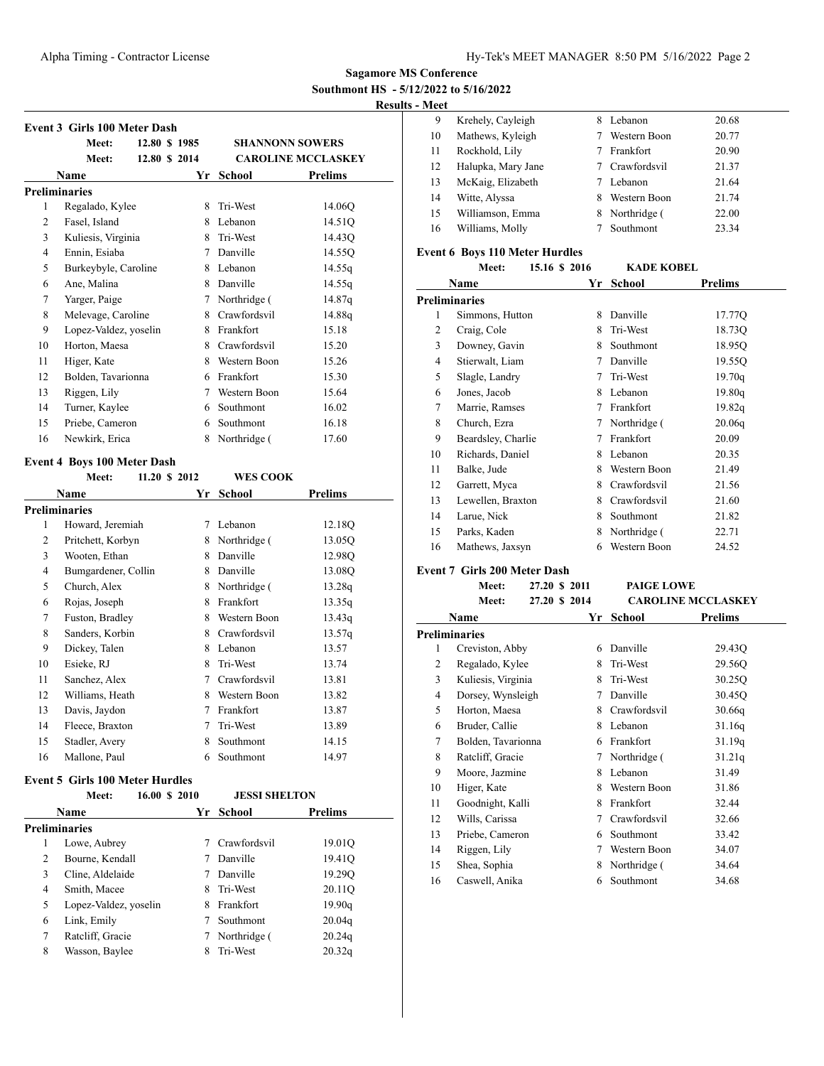**Sagamore MS Conference**

**Southmont HS - 5/12/2022 to 5/16/2022**

**Results - Meet**

### Event 3 Girls 100 Meter Dash

Meet: 12.80 $ 1985 SHANNONN SOWERS
Meet: 12.80 $ 2014 CAROLINE MCCLASKEY

| | Name | Yr | School | Prelims |
|---|---|---|---|---|
| **Preliminaries** | | | | |
| 1 | Regalado, Kylee | 8 | Tri-West | 14.06Q |
| 2 | Fasel, Island | 8 | Lebanon | 14.51Q |
| 3 | Kuliesis, Virginia | 8 | Tri-West | 14.43Q |
| 4 | Ennin, Esiaba | 7 | Danville | 14.55Q |
| 5 | Burkeybyle, Caroline | 8 | Lebanon | 14.55q |
| 6 | Ane, Malina | 8 | Danville | 14.55q |
| 7 | Yarger, Paige | 7 | Northridge ( | 14.87q |
| 8 | Melevage, Caroline | 8 | Crawfordsvil | 14.88q |
| 9 | Lopez-Valdez, yoselin | 8 | Frankfort | 15.18 |
| 10 | Horton, Maesa | 8 | Crawfordsvil | 15.20 |
| 11 | Higer, Kate | 8 | Western Boon | 15.26 |
| 12 | Bolden, Tavarionna | 6 | Frankfort | 15.30 |
| 13 | Riggen, Lily | 7 | Western Boon | 15.64 |
| 14 | Turner, Kaylee | 6 | Southmont | 16.02 |
| 15 | Priebe, Cameron | 6 | Southmont | 16.18 |
| 16 | Newkirk, Erica | 8 | Northridge ( | 17.60 |

### Event 4 Boys 100 Meter Dash

Meet: 11.20 $ 2012 WES COOK

| | Name | Yr | School | Prelims |
|---|---|---|---|---|
| **Preliminaries** | | | | |
| 1 | Howard, Jeremiah | 7 | Lebanon | 12.18Q |
| 2 | Pritchett, Korbyn | 8 | Northridge ( | 13.05Q |
| 3 | Wooten, Ethan | 8 | Danville | 12.98Q |
| 4 | Bumgardener, Collin | 8 | Danville | 13.08Q |
| 5 | Church, Alex | 8 | Northridge ( | 13.28q |
| 6 | Rojas, Joseph | 8 | Frankfort | 13.35q |
| 7 | Fuston, Bradley | 8 | Western Boon | 13.43q |
| 8 | Sanders, Korbin | 8 | Crawfordsvil | 13.57q |
| 9 | Dickey, Talen | 8 | Lebanon | 13.57 |
| 10 | Esieke, RJ | 8 | Tri-West | 13.74 |
| 11 | Sanchez, Alex | 7 | Crawfordsvil | 13.81 |
| 12 | Williams, Heath | 8 | Western Boon | 13.82 |
| 13 | Davis, Jaydon | 7 | Frankfort | 13.87 |
| 14 | Fleece, Braxton | 7 | Tri-West | 13.89 |
| 15 | Stadler, Avery | 8 | Southmont | 14.15 |
| 16 | Mallone, Paul | 6 | Southmont | 14.97 |

### Event 5 Girls 100 Meter Hurdles

Meet: 16.00 $ 2010 JESSI SHELTON

| | Name | Yr | School | Prelims |
|---|---|---|---|---|
| **Preliminaries** | | | | |
| 1 | Lowe, Aubrey | 7 | Crawfordsvil | 19.01Q |
| 2 | Bourne, Kendall | 7 | Danville | 19.41Q |
| 3 | Cline, Aldelaide | 7 | Danville | 19.29Q |
| 4 | Smith, Macee | 8 | Tri-West | 20.11Q |
| 5 | Lopez-Valdez, yoselin | 8 | Frankfort | 19.90q |
| 6 | Link, Emily | 7 | Southmont | 20.04q |
| 7 | Ratcliff, Gracie | 7 | Northridge ( | 20.24q |
| 8 | Wasson, Baylee | 8 | Tri-West | 20.32q |
| 9 | Krehely, Cayleigh | 8 | Lebanon | 20.68 |
| 10 | Mathews, Kyleigh | 7 | Western Boon | 20.77 |
| 11 | Rockhold, Lily | 7 | Frankfort | 20.90 |
| 12 | Halupka, Mary Jane | 7 | Crawfordsvil | 21.37 |
| 13 | McKaig, Elizabeth | 7 | Lebanon | 21.64 |
| 14 | Witte, Alyssa | 8 | Western Boon | 21.74 |
| 15 | Williamson, Emma | 8 | Northridge ( | 22.00 |
| 16 | Williams, Molly | 7 | Southmont | 23.34 |

### Event 6 Boys 110 Meter Hurdles

Meet: 15.16 $ 2016 KADE KOBEL

| | Name | Yr | School | Prelims |
|---|---|---|---|---|
| **Preliminaries** | | | | |
| 1 | Simmons, Hutton | 8 | Danville | 17.77Q |
| 2 | Craig, Cole | 8 | Tri-West | 18.73Q |
| 3 | Downey, Gavin | 8 | Southmont | 18.95Q |
| 4 | Stierwalt, Liam | 7 | Danville | 19.55Q |
| 5 | Slagle, Landry | 7 | Tri-West | 19.70q |
| 6 | Jones, Jacob | 8 | Lebanon | 19.80q |
| 7 | Marrie, Ramses | 7 | Frankfort | 19.82q |
| 8 | Church, Ezra | 7 | Northridge ( | 20.06q |
| 9 | Beardsley, Charlie | 7 | Frankfort | 20.09 |
| 10 | Richards, Daniel | 8 | Lebanon | 20.35 |
| 11 | Balke, Jude | 8 | Western Boon | 21.49 |
| 12 | Garrett, Myca | 8 | Crawfordsvil | 21.56 |
| 13 | Lewellen, Braxton | 8 | Crawfordsvil | 21.60 |
| 14 | Larue, Nick | 8 | Southmont | 21.82 |
| 15 | Parks, Kaden | 8 | Northridge ( | 22.71 |
| 16 | Mathews, Jaxsyn | 6 | Western Boon | 24.52 |

### Event 7 Girls 200 Meter Dash

Meet: 27.20 $ 2011 PAIGE LOWE
Meet: 27.20 $ 2014 CAROLINE MCCLASKEY

| | Name | Yr | School | Prelims |
|---|---|---|---|---|
| **Preliminaries** | | | | |
| 1 | Creviston, Abby | 6 | Danville | 29.43Q |
| 2 | Regalado, Kylee | 8 | Tri-West | 29.56Q |
| 3 | Kuliesis, Virginia | 8 | Tri-West | 30.25Q |
| 4 | Dorsey, Wynsleigh | 7 | Danville | 30.45Q |
| 5 | Horton, Maesa | 8 | Crawfordsvil | 30.66q |
| 6 | Bruder, Callie | 8 | Lebanon | 31.16q |
| 7 | Bolden, Tavarionna | 6 | Frankfort | 31.19q |
| 8 | Ratcliff, Gracie | 7 | Northridge ( | 31.21q |
| 9 | Moore, Jazmine | 8 | Lebanon | 31.49 |
| 10 | Higer, Kate | 8 | Western Boon | 31.86 |
| 11 | Goodnight, Kalli | 8 | Frankfort | 32.44 |
| 12 | Wills, Carissa | 7 | Crawfordsvil | 32.66 |
| 13 | Priebe, Cameron | 6 | Southmont | 33.42 |
| 14 | Riggen, Lily | 7 | Western Boon | 34.07 |
| 15 | Shea, Sophia | 8 | Northridge ( | 34.64 |
| 16 | Caswell, Anika | 6 | Southmont | 34.68 |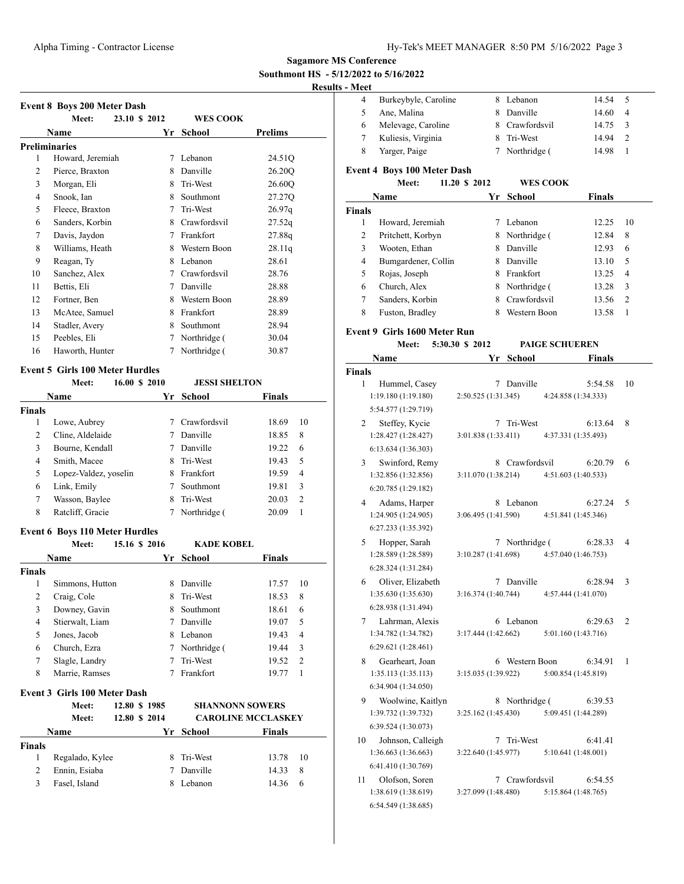**Sagamore MS Conference**

**Southmont HS - 5/12/2022 to 5/16/2022**

**Results - Meet**

### Event 8 Boys 200 Meter Dash

Meet: 23.10 $ 2012 WES COOK

| | Name | Yr | School | Prelims |
|---|---|---|---|---|
| **Preliminaries** | | | | |
| 1 | Howard, Jeremiah | 7 | Lebanon | 24.51Q |
| 2 | Pierce, Braxton | 8 | Danville | 26.20Q |
| 3 | Morgan, Eli | 8 | Tri-West | 26.60Q |
| 4 | Snook, Ian | 8 | Southmont | 27.27Q |
| 5 | Fleece, Braxton | 7 | Tri-West | 26.97q |
| 6 | Sanders, Korbin | 8 | Crawfordsvil | 27.52q |
| 7 | Davis, Jaydon | 7 | Frankfort | 27.88q |
| 8 | Williams, Heath | 8 | Western Boon | 28.11q |
| 9 | Reagan, Ty | 8 | Lebanon | 28.61 |
| 10 | Sanchez, Alex | 7 | Crawfordsvil | 28.76 |
| 11 | Bettis, Eli | 7 | Danville | 28.88 |
| 12 | Fortner, Ben | 8 | Western Boon | 28.89 |
| 13 | McAtee, Samuel | 8 | Frankfort | 28.89 |
| 14 | Stadler, Avery | 8 | Southmont | 28.94 |
| 15 | Peebles, Eli | 7 | Northridge ( | 30.04 |
| 16 | Haworth, Hunter | 7 | Northridge ( | 30.87 |

### Event 5 Girls 100 Meter Hurdles

Meet: 16.00 $ 2010 JESSI SHELTON

| | Name | Yr | School | Finals | |
|---|---|---|---|---|---|
| **Finals** | | | | | |
| 1 | Lowe, Aubrey | 7 | Crawfordsvil | 18.69 | 10 |
| 2 | Cline, Aldelaide | 7 | Danville | 18.85 | 8 |
| 3 | Bourne, Kendall | 7 | Danville | 19.22 | 6 |
| 4 | Smith, Macee | 8 | Tri-West | 19.43 | 5 |
| 5 | Lopez-Valdez, yoselin | 8 | Frankfort | 19.59 | 4 |
| 6 | Link, Emily | 7 | Southmont | 19.81 | 3 |
| 7 | Wasson, Baylee | 8 | Tri-West | 20.03 | 2 |
| 8 | Ratcliff, Gracie | 7 | Northridge ( | 20.09 | 1 |

### Event 6 Boys 110 Meter Hurdles

Meet: 15.16 $ 2016 KADE KOBEL

| | Name | Yr | School | Finals | |
|---|---|---|---|---|---|
| **Finals** | | | | | |
| 1 | Simmons, Hutton | 8 | Danville | 17.57 | 10 |
| 2 | Craig, Cole | 8 | Tri-West | 18.53 | 8 |
| 3 | Downey, Gavin | 8 | Southmont | 18.61 | 6 |
| 4 | Stierwalt, Liam | 7 | Danville | 19.07 | 5 |
| 5 | Jones, Jacob | 8 | Lebanon | 19.43 | 4 |
| 6 | Church, Ezra | 7 | Northridge ( | 19.44 | 3 |
| 7 | Slagle, Landry | 7 | Tri-West | 19.52 | 2 |
| 8 | Marrie, Ramses | 7 | Frankfort | 19.77 | 1 |

### Event 3 Girls 100 Meter Dash

Meet: 12.80 $ 1985 SHANNONN SOWERS
Meet: 12.80 $ 2014 CAROLINE MCCLASKEY

| | Name | Yr | School | Finals | |
|---|---|---|---|---|---|
| **Finals** | | | | | |
| 1 | Regalado, Kylee | 8 | Tri-West | 13.78 | 10 |
| 2 | Ennin, Esiaba | 7 | Danville | 14.33 | 8 |
| 3 | Fasel, Island | 8 | Lebanon | 14.36 | 6 |
| 4 | Burkeybyle, Caroline | 8 | Lebanon | 14.54 | 5 |
| 5 | Ane, Malina | 8 | Danville | 14.60 | 4 |
| 6 | Melevage, Caroline | 8 | Crawfordsvil | 14.75 | 3 |
| 7 | Kuliesis, Virginia | 8 | Tri-West | 14.94 | 2 |
| 8 | Yarger, Paige | 7 | Northridge ( | 14.98 | 1 |

### Event 4 Boys 100 Meter Dash

Meet: 11.20 $ 2012 WES COOK

| | Name | Yr | School | Finals | |
|---|---|---|---|---|---|
| **Finals** | | | | | |
| 1 | Howard, Jeremiah | 7 | Lebanon | 12.25 | 10 |
| 2 | Pritchett, Korbyn | 8 | Northridge ( | 12.84 | 8 |
| 3 | Wooten, Ethan | 8 | Danville | 12.93 | 6 |
| 4 | Bumgardener, Collin | 8 | Danville | 13.10 | 5 |
| 5 | Rojas, Joseph | 8 | Frankfort | 13.25 | 4 |
| 6 | Church, Alex | 8 | Northridge ( | 13.28 | 3 |
| 7 | Sanders, Korbin | 8 | Crawfordsvil | 13.56 | 2 |
| 8 | Fuston, Bradley | 8 | Western Boon | 13.58 | 1 |

### Event 9 Girls 1600 Meter Run

Meet: 5:30.30 $ 2012 PAIGE SCHUEREN

| | Name | Yr | School | Finals | |
|---|---|---|---|---|---|
| **Finals** | | | | | |
| 1 | Hummel, Casey | 7 | Danville | 5:54.58 | 10 |
| | 1:19.180 (1:19.180) | 2:50.525 (1:31.345) | 4:24.858 (1:34.333) | 5:54.577 (1:29.719) | |
| 2 | Steffey, Kycie | 7 | Tri-West | 6:13.64 | 8 |
| | 1:28.427 (1:28.427) | 3:01.838 (1:33.411) | 4:37.331 (1:35.493) | 6:13.634 (1:36.303) | |
| 3 | Swinford, Remy | 8 | Crawfordsvil | 6:20.79 | 6 |
| | 1:32.856 (1:32.856) | 3:11.070 (1:38.214) | 4:51.603 (1:40.533) | 6:20.785 (1:29.182) | |
| 4 | Adams, Harper | 8 | Lebanon | 6:27.24 | 5 |
| | 1:24.905 (1:24.905) | 3:06.495 (1:41.590) | 4:51.841 (1:45.346) | 6:27.233 (1:35.392) | |
| 5 | Hopper, Sarah | 7 | Northridge ( | 6:28.33 | 4 |
| | 1:28.589 (1:28.589) | 3:10.287 (1:41.698) | 4:57.040 (1:46.753) | 6:28.324 (1:31.284) | |
| 6 | Oliver, Elizabeth | 7 | Danville | 6:28.94 | 3 |
| | 1:35.630 (1:35.630) | 3:16.374 (1:40.744) | 4:57.444 (1:41.070) | 6:28.938 (1:31.494) | |
| 7 | Lahrman, Alexis | 6 | Lebanon | 6:29.63 | 2 |
| | 1:34.782 (1:34.782) | 3:17.444 (1:42.662) | 5:01.160 (1:43.716) | 6:29.621 (1:28.461) | |
| 8 | Gearheart, Joan | 6 | Western Boon | 6:34.91 | 1 |
| | 1:35.113 (1:35.113) | 3:15.035 (1:39.922) | 5:00.854 (1:45.819) | 6:34.904 (1:34.050) | |
| 9 | Woolwine, Kaitlyn | 8 | Northridge ( | 6:39.53 | |
| | 1:39.732 (1:39.732) | 3:25.162 (1:45.430) | 5:09.451 (1:44.289) | 6:39.524 (1:30.073) | |
| 10 | Johnson, Calleigh | 7 | Tri-West | 6:41.41 | |
| | 1:36.663 (1:36.663) | 3:22.640 (1:45.977) | 5:10.641 (1:48.001) | 6:41.410 (1:30.769) | |
| 11 | Olofson, Soren | 7 | Crawfordsvil | 6:54.55 | |
| | 1:38.619 (1:38.619) | 3:27.099 (1:48.480) | 5:15.864 (1:48.765) | 6:54.549 (1:38.685) | |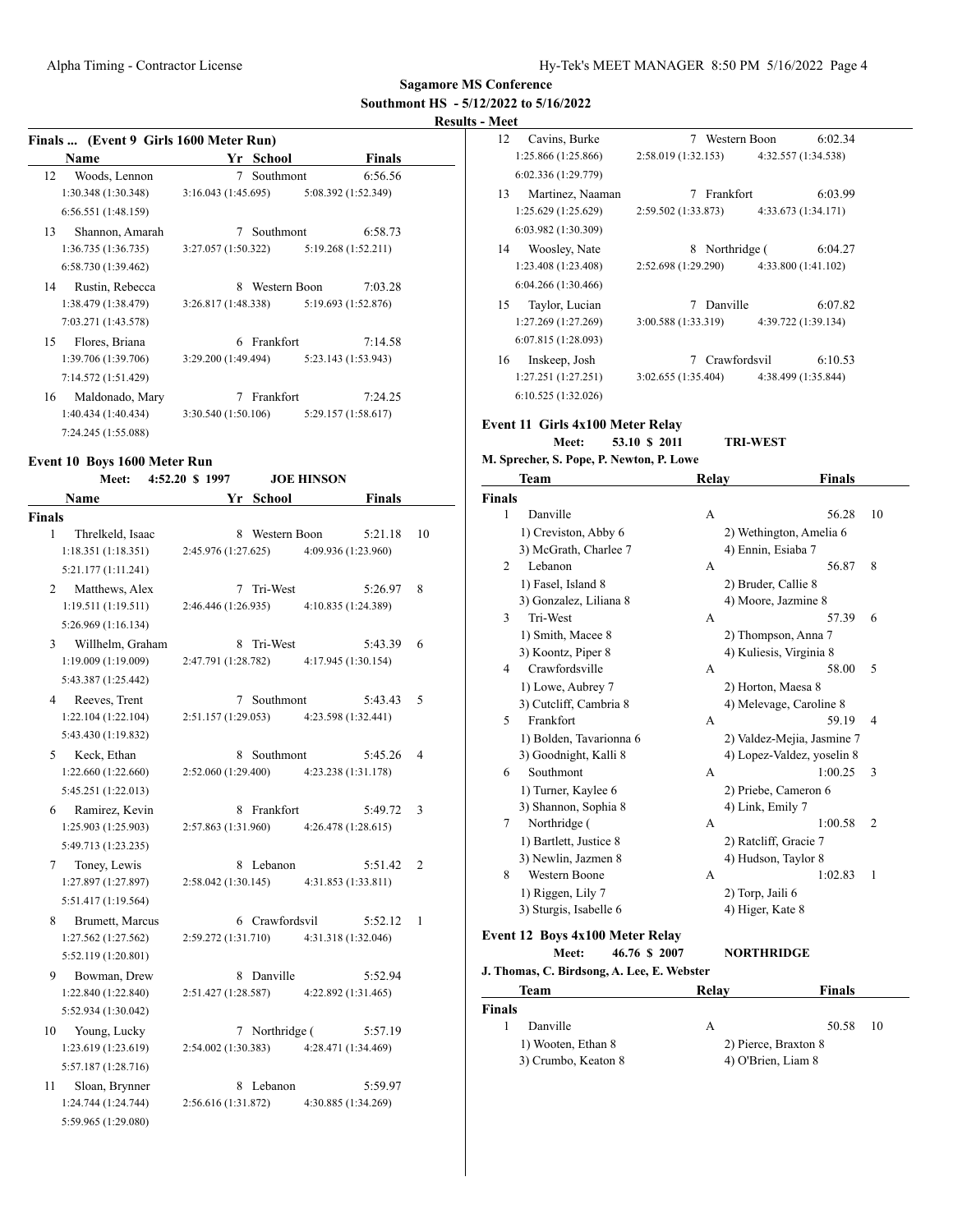**Sagamore MS Conference**

**Southmont HS - 5/12/2022 to 5/16/2022**

**Results - Meet**

### Finals ... (Event 9 Girls 1600 Meter Run)

| | Name | Yr | School | Finals |
|---|---|---|---|---|
| 12 | Woods, Lennon | 7 | Southmont | 6:56.56 |
| | 1:30.348 (1:30.348) 3:16.043 (1:45.695) 5:08.392 (1:52.349) 6:56.551 (1:48.159) | | | |
| 13 | Shannon, Amarah | 7 | Southmont | 6:58.73 |
| | 1:36.735 (1:36.735) 3:27.057 (1:50.322) 5:19.268 (1:52.211) 6:58.730 (1:39.462) | | | |
| 14 | Rustin, Rebecca | 8 | Western Boon | 7:03.28 |
| | 1:38.479 (1:38.479) 3:26.817 (1:48.338) 5:19.693 (1:52.876) 7:03.271 (1:43.578) | | | |
| 15 | Flores, Briana | 6 | Frankfort | 7:14.58 |
| | 1:39.706 (1:39.706) 3:29.200 (1:49.494) 5:23.143 (1:53.943) 7:14.572 (1:51.429) | | | |
| 16 | Maldonado, Mary | 7 | Frankfort | 7:24.25 |
| | 1:40.434 (1:40.434) 3:30.540 (1:50.106) 5:29.157 (1:58.617) 7:24.245 (1:55.088) | | | |

### Event 10 Boys 1600 Meter Run

Meet: 4:52.20 $ 1997 JOE HINSON

| | Name | Yr | School | Finals | Points |
|---|---|---|---|---|---|
| **Finals** | | | | | |
| 1 | Threlkeld, Isaac | 8 | Western Boon | 5:21.18 | 10 |
| | 1:18.351 (1:18.351) 2:45.976 (1:27.625) 4:09.936 (1:23.960) 5:21.177 (1:11.241) | | | | |
| 2 | Matthews, Alex | 7 | Tri-West | 5:26.97 | 8 |
| | 1:19.511 (1:19.511) 2:46.446 (1:26.935) 4:10.835 (1:24.389) 5:26.969 (1:16.134) | | | | |
| 3 | Willhelm, Graham | 8 | Tri-West | 5:43.39 | 6 |
| | 1:19.009 (1:19.009) 2:47.791 (1:28.782) 4:17.945 (1:30.154) 5:43.387 (1:25.442) | | | | |
| 4 | Reeves, Trent | 7 | Southmont | 5:43.43 | 5 |
| | 1:22.104 (1:22.104) 2:51.157 (1:29.053) 4:23.598 (1:32.441) 5:43.430 (1:19.832) | | | | |
| 5 | Keck, Ethan | 8 | Southmont | 5:45.26 | 4 |
| | 1:22.660 (1:22.660) 2:52.060 (1:29.400) 4:23.238 (1:31.178) 5:45.251 (1:22.013) | | | | |
| 6 | Ramirez, Kevin | 8 | Frankfort | 5:49.72 | 3 |
| | 1:25.903 (1:25.903) 2:57.863 (1:31.960) 4:26.478 (1:28.615) 5:49.713 (1:23.235) | | | | |
| 7 | Toney, Lewis | 8 | Lebanon | 5:51.42 | 2 |
| | 1:27.897 (1:27.897) 2:58.042 (1:30.145) 4:31.853 (1:33.811) 5:51.417 (1:19.564) | | | | |
| 8 | Brumett, Marcus | 6 | Crawfordsvil | 5:52.12 | 1 |
| | 1:27.562 (1:27.562) 2:59.272 (1:31.710) 4:31.318 (1:32.046) 5:52.119 (1:20.801) | | | | |
| 9 | Bowman, Drew | 8 | Danville | 5:52.94 | |
| | 1:22.840 (1:22.840) 2:51.427 (1:28.587) 4:22.892 (1:31.465) 5:52.934 (1:30.042) | | | | |
| 10 | Young, Lucky | 7 | Northridge ( | 5:57.19 | |
| | 1:23.619 (1:23.619) 2:54.002 (1:30.383) 4:28.471 (1:34.469) 5:57.187 (1:28.716) | | | | |
| 11 | Sloan, Brynner | 8 | Lebanon | 5:59.97 | |
| | 1:24.744 (1:24.744) 2:56.616 (1:31.872) 4:30.885 (1:34.269) 5:59.965 (1:29.080) | | | | |
| 12 | Cavins, Burke | 7 | Western Boon | 6:02.34 | |
| | 1:25.866 (1:25.866) 2:58.019 (1:32.153) 4:32.557 (1:34.538) 6:02.336 (1:29.779) | | | | |
| 13 | Martinez, Naaman | 7 | Frankfort | 6:03.99 | |
| | 1:25.629 (1:25.629) 2:59.502 (1:33.873) 4:33.673 (1:34.171) 6:03.982 (1:30.309) | | | | |
| 14 | Woosley, Nate | 8 | Northridge ( | 6:04.27 | |
| | 1:23.408 (1:23.408) 2:52.698 (1:29.290) 4:33.800 (1:41.102) 6:04.266 (1:30.466) | | | | |
| 15 | Taylor, Lucian | 7 | Danville | 6:07.82 | |
| | 1:27.269 (1:27.269) 3:00.588 (1:33.319) 4:39.722 (1:39.134) 6:07.815 (1:28.093) | | | | |
| 16 | Inskeep, Josh | 7 | Crawfordsvil | 6:10.53 | |
| | 1:27.251 (1:27.251) 3:02.655 (1:35.404) 4:38.499 (1:35.844) 6:10.525 (1:32.026) | | | | |

### Event 11 Girls 4x100 Meter Relay

Meet: 53.10 $ 2011 TRI-WEST

M. Sprecher, S. Pope, P. Newton, P. Lowe

| | Team | Relay | Finals | Points |
|---|---|---|---|---|
| **Finals** | | | | |
| 1 | Danville | A | 56.28 | 10 |
| | 1) Creviston, Abby 6; 2) Wethington, Amelia 6; 3) McGrath, Charlee 7; 4) Ennin, Esiaba 7 | | | |
| 2 | Lebanon | A | 56.87 | 8 |
| | 1) Fasel, Island 8; 2) Bruder, Callie 8; 3) Gonzalez, Liliana 8; 4) Moore, Jazmine 8 | | | |
| 3 | Tri-West | A | 57.39 | 6 |
| | 1) Smith, Macee 8; 2) Thompson, Anna 7; 3) Koontz, Piper 8; 4) Kuliesis, Virginia 8 | | | |
| 4 | Crawfordsville | A | 58.00 | 5 |
| | 1) Lowe, Aubrey 7; 2) Horton, Maesa 8; 3) Cutcliff, Cambria 8; 4) Melevage, Caroline 8 | | | |
| 5 | Frankfort | A | 59.19 | 4 |
| | 1) Bolden, Tavarionna 6; 2) Valdez-Mejia, Jasmine 7; 3) Goodnight, Kalli 8; 4) Lopez-Valdez, yoselin 8 | | | |
| 6 | Southmont | A | 1:00.25 | 3 |
| | 1) Turner, Kaylee 6; 2) Priebe, Cameron 6; 3) Shannon, Sophia 8; 4) Link, Emily 7 | | | |
| 7 | Northridge ( | A | 1:00.58 | 2 |
| | 1) Bartlett, Justice 8; 2) Ratcliff, Gracie 7; 3) Newlin, Jazmen 8; 4) Hudson, Taylor 8 | | | |
| 8 | Western Boone | A | 1:02.83 | 1 |
| | 1) Riggen, Lily 7; 2) Torp, Jaili 6; 3) Sturgis, Isabelle 6; 4) Higer, Kate 8 | | | |

### Event 12 Boys 4x100 Meter Relay

Meet: 46.76 $ 2007 NORTHRIDGE

J. Thomas, C. Birdsong, A. Lee, E. Webster

| | Team | Relay | Finals | Points |
|---|---|---|---|---|
| **Finals** | | | | |
| 1 | Danville | A | 50.58 | 10 |
| | 1) Wooten, Ethan 8; 2) Pierce, Braxton 8; 3) Crumbo, Keaton 8; 4) O'Brien, Liam 8 | | | |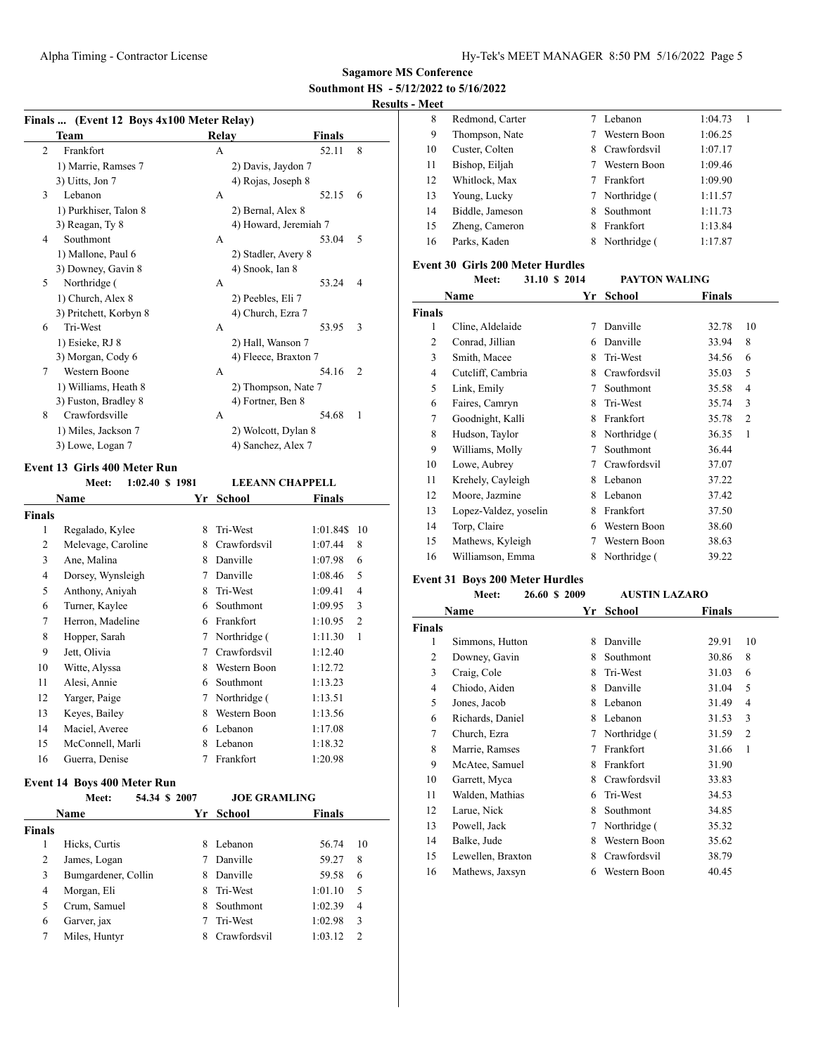**Sagamore MS Conference**

**Southmont HS - 5/12/2022 to 5/16/2022**

**Results - Meet**

### Finals ... (Event 12 Boys 4x100 Meter Relay)

| | Team | Relay | Finals | |
|---|---|---|---|---|
| 2 | Frankfort | A | 52.11 | 8 |
| | 1) Marrie, Ramses 7 | 2) Davis, Jaydon 7 | | |
| | 3) Uitts, Jon 7 | 4) Rojas, Joseph 8 | | |
| 3 | Lebanon | A | 52.15 | 6 |
| | 1) Purkhiser, Talon 8 | 2) Bernal, Alex 8 | | |
| | 3) Reagan, Ty 8 | 4) Howard, Jeremiah 7 | | |
| 4 | Southmont | A | 53.04 | 5 |
| | 1) Mallone, Paul 6 | 2) Stadler, Avery 8 | | |
| | 3) Downey, Gavin 8 | 4) Snook, Ian 8 | | |
| 5 | Northridge ( | A | 53.24 | 4 |
| | 1) Church, Alex 8 | 2) Peebles, Eli 7 | | |
| | 3) Pritchett, Korbyn 8 | 4) Church, Ezra 7 | | |
| 6 | Tri-West | A | 53.95 | 3 |
| | 1) Esieke, RJ 8 | 2) Hall, Wanson 7 | | |
| | 3) Morgan, Cody 6 | 4) Fleece, Braxton 7 | | |
| 7 | Western Boone | A | 54.16 | 2 |
| | 1) Williams, Heath 8 | 2) Thompson, Nate 7 | | |
| | 3) Fuston, Bradley 8 | 4) Fortner, Ben 8 | | |
| 8 | Crawfordsville | A | 54.68 | 1 |
| | 1) Miles, Jackson 7 | 2) Wolcott, Dylan 8 | | |
| | 3) Lowe, Logan 7 | 4) Sanchez, Alex 7 | | |

### Event 13 Girls 400 Meter Run

Meet: 1:02.40 $ 1981 LEEANN CHAPPELL

| | Name | Yr | School | Finals | |
|---|---|---|---|---|---|
| **Finals** | | | | | |
| 1 | Regalado, Kylee | 8 | Tri-West | 1:01.84$ | 10 |
| 2 | Melevage, Caroline | 8 | Crawfordsvil | 1:07.44 | 8 |
| 3 | Ane, Malina | 8 | Danville | 1:07.98 | 6 |
| 4 | Dorsey, Wynsleigh | 7 | Danville | 1:08.46 | 5 |
| 5 | Anthony, Aniyah | 8 | Tri-West | 1:09.41 | 4 |
| 6 | Turner, Kaylee | 6 | Southmont | 1:09.95 | 3 |
| 7 | Herron, Madeline | 6 | Frankfort | 1:10.95 | 2 |
| 8 | Hopper, Sarah | 7 | Northridge ( | 1:11.30 | 1 |
| 9 | Jett, Olivia | 7 | Crawfordsvil | 1:12.40 | |
| 10 | Witte, Alyssa | 8 | Western Boon | 1:12.72 | |
| 11 | Alesi, Annie | 6 | Southmont | 1:13.23 | |
| 12 | Yarger, Paige | 7 | Northridge ( | 1:13.51 | |
| 13 | Keyes, Bailey | 8 | Western Boon | 1:13.56 | |
| 14 | Maciel, Averee | 6 | Lebanon | 1:17.08 | |
| 15 | McConnell, Marli | 8 | Lebanon | 1:18.32 | |
| 16 | Guerra, Denise | 7 | Frankfort | 1:20.98 | |

### Event 14 Boys 400 Meter Run

Meet: 54.34 $ 2007 JOE GRAMLING

| | Name | Yr | School | Finals | |
|---|---|---|---|---|---|
| **Finals** | | | | | |
| 1 | Hicks, Curtis | 8 | Lebanon | 56.74 | 10 |
| 2 | James, Logan | 7 | Danville | 59.27 | 8 |
| 3 | Bumgardener, Collin | 8 | Danville | 59.58 | 6 |
| 4 | Morgan, Eli | 8 | Tri-West | 1:01.10 | 5 |
| 5 | Crum, Samuel | 8 | Southmont | 1:02.39 | 4 |
| 6 | Garver, jax | 7 | Tri-West | 1:02.98 | 3 |
| 7 | Miles, Huntyr | 8 | Crawfordsvil | 1:03.12 | 2 |
| 8 | Redmond, Carter | 7 | Lebanon | 1:04.73 | 1 |
| 9 | Thompson, Nate | 7 | Western Boon | 1:06.25 | |
| 10 | Custer, Colten | 8 | Crawfordsvil | 1:07.17 | |
| 11 | Bishop, Eiljah | 7 | Western Boon | 1:09.46 | |
| 12 | Whitlock, Max | 7 | Frankfort | 1:09.90 | |
| 13 | Young, Lucky | 7 | Northridge ( | 1:11.57 | |
| 14 | Biddle, Jameson | 8 | Southmont | 1:11.73 | |
| 15 | Zheng, Cameron | 8 | Frankfort | 1:13.84 | |
| 16 | Parks, Kaden | 8 | Northridge ( | 1:17.87 | |

### Event 30 Girls 200 Meter Hurdles

Meet: 31.10 $ 2014 PAYTON WALING

| | Name | Yr | School | Finals | |
|---|---|---|---|---|---|
| **Finals** | | | | | |
| 1 | Cline, Aldelaide | 7 | Danville | 32.78 | 10 |
| 2 | Conrad, Jillian | 6 | Danville | 33.94 | 8 |
| 3 | Smith, Macee | 8 | Tri-West | 34.56 | 6 |
| 4 | Cutcliff, Cambria | 8 | Crawfordsvil | 35.03 | 5 |
| 5 | Link, Emily | 7 | Southmont | 35.58 | 4 |
| 6 | Faires, Camryn | 8 | Tri-West | 35.74 | 3 |
| 7 | Goodnight, Kalli | 8 | Frankfort | 35.78 | 2 |
| 8 | Hudson, Taylor | 8 | Northridge ( | 36.35 | 1 |
| 9 | Williams, Molly | 7 | Southmont | 36.44 | |
| 10 | Lowe, Aubrey | 7 | Crawfordsvil | 37.07 | |
| 11 | Krehely, Cayleigh | 8 | Lebanon | 37.22 | |
| 12 | Moore, Jazmine | 8 | Lebanon | 37.42 | |
| 13 | Lopez-Valdez, yoselin | 8 | Frankfort | 37.50 | |
| 14 | Torp, Claire | 6 | Western Boon | 38.60 | |
| 15 | Mathews, Kyleigh | 7 | Western Boon | 38.63 | |
| 16 | Williamson, Emma | 8 | Northridge ( | 39.22 | |

### Event 31 Boys 200 Meter Hurdles

Meet: 26.60 $ 2009 AUSTIN LAZARO

| | Name | Yr | School | Finals | |
|---|---|---|---|---|---|
| **Finals** | | | | | |
| 1 | Simmons, Hutton | 8 | Danville | 29.91 | 10 |
| 2 | Downey, Gavin | 8 | Southmont | 30.86 | 8 |
| 3 | Craig, Cole | 8 | Tri-West | 31.03 | 6 |
| 4 | Chiodo, Aiden | 8 | Danville | 31.04 | 5 |
| 5 | Jones, Jacob | 8 | Lebanon | 31.49 | 4 |
| 6 | Richards, Daniel | 8 | Lebanon | 31.53 | 3 |
| 7 | Church, Ezra | 7 | Northridge ( | 31.59 | 2 |
| 8 | Marrie, Ramses | 7 | Frankfort | 31.66 | 1 |
| 9 | McAtee, Samuel | 8 | Frankfort | 31.90 | |
| 10 | Garrett, Myca | 8 | Crawfordsvil | 33.83 | |
| 11 | Walden, Mathias | 6 | Tri-West | 34.53 | |
| 12 | Larue, Nick | 8 | Southmont | 34.85 | |
| 13 | Powell, Jack | 7 | Northridge ( | 35.32 | |
| 14 | Balke, Jude | 8 | Western Boon | 35.62 | |
| 15 | Lewellen, Braxton | 8 | Crawfordsvil | 38.79 | |
| 16 | Mathews, Jaxsyn | 6 | Western Boon | 40.45 | |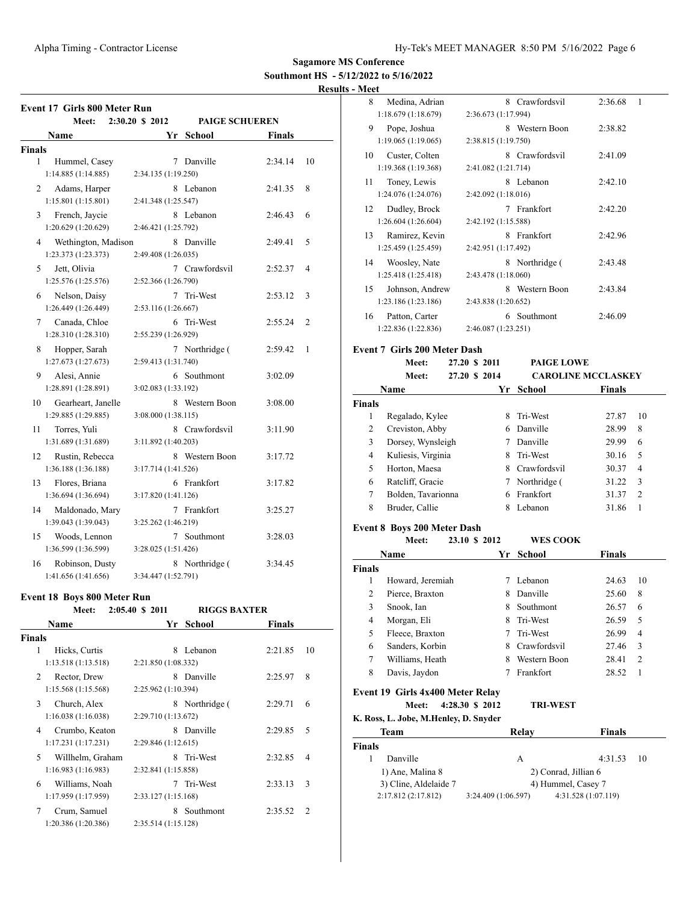**Sagamore MS Conference**

**Southmont HS - 5/12/2022 to 5/16/2022**

**Results - Meet**

### Event 17 Girls 800 Meter Run

Meet: 2:30.20 $ 2012 PAIGE SCHUEREN

| | Name | Yr | School | Finals | Points |
|---|---|---|---|---|---|
| **Finals** | | | | | |
| 1 | Hummel, Casey | 7 | Danville | 2:34.14 | 10 |
| | 1:14.885 (1:14.885) 2:34.135 (1:19.250) | | | | |
| 2 | Adams, Harper | 8 | Lebanon | 2:41.35 | 8 |
| | 1:15.801 (1:15.801) 2:41.348 (1:25.547) | | | | |
| 3 | French, Jaycie | 8 | Lebanon | 2:46.43 | 6 |
| | 1:20.629 (1:20.629) 2:46.421 (1:25.792) | | | | |
| 4 | Wethington, Madison | 8 | Danville | 2:49.41 | 5 |
| | 1:23.373 (1:23.373) 2:49.408 (1:26.035) | | | | |
| 5 | Jett, Olivia | 7 | Crawfordsvil | 2:52.37 | 4 |
| | 1:25.576 (1:25.576) 2:52.366 (1:26.790) | | | | |
| 6 | Nelson, Daisy | 7 | Tri-West | 2:53.12 | 3 |
| | 1:26.449 (1:26.449) 2:53.116 (1:26.667) | | | | |
| 7 | Canada, Chloe | 6 | Tri-West | 2:55.24 | 2 |
| | 1:28.310 (1:28.310) 2:55.239 (1:26.929) | | | | |
| 8 | Hopper, Sarah | 7 | Northridge ( | 2:59.42 | 1 |
| | 1:27.673 (1:27.673) 2:59.413 (1:31.740) | | | | |
| 9 | Alesi, Annie | 6 | Southmont | 3:02.09 | |
| | 1:28.891 (1:28.891) 3:02.083 (1:33.192) | | | | |
| 10 | Gearheart, Janelle | 8 | Western Boon | 3:08.00 | |
| | 1:29.885 (1:29.885) 3:08.000 (1:38.115) | | | | |
| 11 | Torres, Yuli | 8 | Crawfordsvil | 3:11.90 | |
| | 1:31.689 (1:31.689) 3:11.892 (1:40.203) | | | | |
| 12 | Rustin, Rebecca | 8 | Western Boon | 3:17.72 | |
| | 1:36.188 (1:36.188) 3:17.714 (1:41.526) | | | | |
| 13 | Flores, Briana | 6 | Frankfort | 3:17.82 | |
| | 1:36.694 (1:36.694) 3:17.820 (1:41.126) | | | | |
| 14 | Maldonado, Mary | 7 | Frankfort | 3:25.27 | |
| | 1:39.043 (1:39.043) 3:25.262 (1:46.219) | | | | |
| 15 | Woods, Lennon | 7 | Southmont | 3:28.03 | |
| | 1:36.599 (1:36.599) 3:28.025 (1:51.426) | | | | |
| 16 | Robinson, Dusty | 8 | Northridge ( | 3:34.45 | |
| | 1:41.656 (1:41.656) 3:34.447 (1:52.791) | | | | |

### Event 18 Boys 800 Meter Run

Meet: 2:05.40 $ 2011 RIGGS BAXTER

| | Name | Yr | School | Finals | Points |
|---|---|---|---|---|---|
| **Finals** | | | | | |
| 1 | Hicks, Curtis | 8 | Lebanon | 2:21.85 | 10 |
| | 1:13.518 (1:13.518) 2:21.850 (1:08.332) | | | | |
| 2 | Rector, Drew | 8 | Danville | 2:25.97 | 8 |
| | 1:15.568 (1:15.568) 2:25.962 (1:10.394) | | | | |
| 3 | Church, Alex | 8 | Northridge ( | 2:29.71 | 6 |
| | 1:16.038 (1:16.038) 2:29.710 (1:13.672) | | | | |
| 4 | Crumbo, Keaton | 8 | Danville | 2:29.85 | 5 |
| | 1:17.231 (1:17.231) 2:29.846 (1:12.615) | | | | |
| 5 | Willhelm, Graham | 8 | Tri-West | 2:32.85 | 4 |
| | 1:16.983 (1:16.983) 2:32.841 (1:15.858) | | | | |
| 6 | Williams, Noah | 7 | Tri-West | 2:33.13 | 3 |
| | 1:17.959 (1:17.959) 2:33.127 (1:15.168) | | | | |
| 7 | Crum, Samuel | 8 | Southmont | 2:35.52 | 2 |
| | 1:20.386 (1:20.386) 2:35.514 (1:15.128) | | | | |
| 8 | Medina, Adrian | 8 | Crawfordsvil | 2:36.68 | 1 |
| | 1:18.679 (1:18.679) 2:36.673 (1:17.994) | | | | |
| 9 | Pope, Joshua | 8 | Western Boon | 2:38.82 | |
| | 1:19.065 (1:19.065) 2:38.815 (1:19.750) | | | | |
| 10 | Custer, Colten | 8 | Crawfordsvil | 2:41.09 | |
| | 1:19.368 (1:19.368) 2:41.082 (1:21.714) | | | | |
| 11 | Toney, Lewis | 8 | Lebanon | 2:42.10 | |
| | 1:24.076 (1:24.076) 2:42.092 (1:18.016) | | | | |
| 12 | Dudley, Brock | 7 | Frankfort | 2:42.20 | |
| | 1:26.604 (1:26.604) 2:42.192 (1:15.588) | | | | |
| 13 | Ramirez, Kevin | 8 | Frankfort | 2:42.96 | |
| | 1:25.459 (1:25.459) 2:42.951 (1:17.492) | | | | |
| 14 | Woosley, Nate | 8 | Northridge ( | 2:43.48 | |
| | 1:25.418 (1:25.418) 2:43.478 (1:18.060) | | | | |
| 15 | Johnson, Andrew | 8 | Western Boon | 2:43.84 | |
| | 1:23.186 (1:23.186) 2:43.838 (1:20.652) | | | | |
| 16 | Patton, Carter | 6 | Southmont | 2:46.09 | |
| | 1:22.836 (1:22.836) 2:46.087 (1:23.251) | | | | |

### Event 7 Girls 200 Meter Dash

Meet: 27.20 $ 2011 PAIGE LOWE

Meet: 27.20 $ 2014 CAROLINE MCCLASKEY

| | Name | Yr | School | Finals | Points |
|---|---|---|---|---|---|
| **Finals** | | | | | |
| 1 | Regalado, Kylee | 8 | Tri-West | 27.87 | 10 |
| 2 | Creviston, Abby | 6 | Danville | 28.99 | 8 |
| 3 | Dorsey, Wynsleigh | 7 | Danville | 29.99 | 6 |
| 4 | Kuliesis, Virginia | 8 | Tri-West | 30.16 | 5 |
| 5 | Horton, Maesa | 8 | Crawfordsvil | 30.37 | 4 |
| 6 | Ratcliff, Gracie | 7 | Northridge ( | 31.22 | 3 |
| 7 | Bolden, Tavarionna | 6 | Frankfort | 31.37 | 2 |
| 8 | Bruder, Callie | 8 | Lebanon | 31.86 | 1 |

### Event 8 Boys 200 Meter Dash

Meet: 23.10 $ 2012 WES COOK

| | Name | Yr | School | Finals | Points |
|---|---|---|---|---|---|
| **Finals** | | | | | |
| 1 | Howard, Jeremiah | 7 | Lebanon | 24.63 | 10 |
| 2 | Pierce, Braxton | 8 | Danville | 25.60 | 8 |
| 3 | Snook, Ian | 8 | Southmont | 26.57 | 6 |
| 4 | Morgan, Eli | 8 | Tri-West | 26.59 | 5 |
| 5 | Fleece, Braxton | 7 | Tri-West | 26.99 | 4 |
| 6 | Sanders, Korbin | 8 | Crawfordsvil | 27.46 | 3 |
| 7 | Williams, Heath | 8 | Western Boon | 28.41 | 2 |
| 8 | Davis, Jaydon | 7 | Frankfort | 28.52 | 1 |

### Event 19 Girls 4x400 Meter Relay

Meet: 4:28.30 $ 2012 TRI-WEST

K. Ross, L. Jobe, M.Henley, D. Snyder

| | Team | Relay | Finals | Points |
|---|---|---|---|---|
| **Finals** | | | | |
| 1 | Danville | A | 4:31.53 | 10 |
| | 1) Ane, Malina 8; 2) Conrad, Jillian 6; 3) Cline, Aldelaide 7; 4) Hummel, Casey 7 | | | |
| | 2:17.812 (2:17.812) 3:24.409 (1:06.597) 4:31.528 (1:07.119) | | | |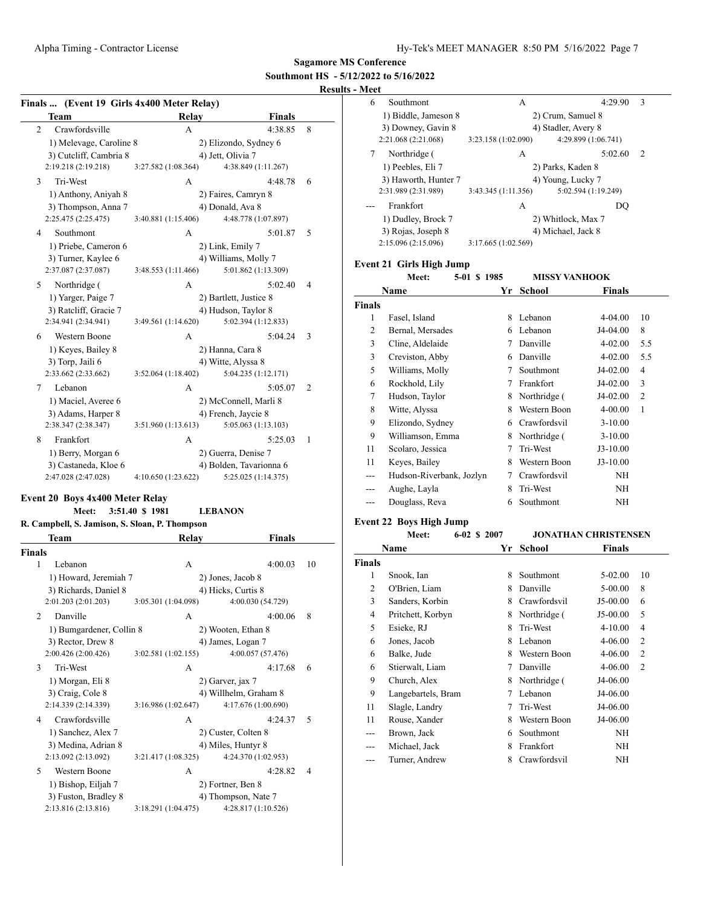**Sagamore MS Conference**

**Southmont HS - 5/12/2022 to 5/16/2022**

**Results - Meet**

### Finals ... (Event 19 Girls 4x400 Meter Relay)

| | Team | Relay | Finals | |
|---|---|---|---|---|
| 2 | Crawfordsville | A | 4:38.85 | 8 |
| | 1) Melevage, Caroline 8 | 2) Elizondo, Sydney 6 | | |
| | 3) Cutcliff, Cambria 8 | 4) Jett, Olivia 7 | | |
| | 2:19.218 (2:19.218) | 3:27.582 (1:08.364) | 4:38.849 (1:11.267) | |
| 3 | Tri-West | A | 4:48.78 | 6 |
| | 1) Anthony, Aniyah 8 | 2) Faires, Camryn 8 | | |
| | 3) Thompson, Anna 7 | 4) Donald, Ava 8 | | |
| | 2:25.475 (2:25.475) | 3:40.881 (1:15.406) | 4:48.778 (1:07.897) | |
| 4 | Southmont | A | 5:01.87 | 5 |
| | 1) Priebe, Cameron 6 | 2) Link, Emily 7 | | |
| | 3) Turner, Kaylee 6 | 4) Williams, Molly 7 | | |
| | 2:37.087 (2:37.087) | 3:48.553 (1:11.466) | 5:01.862 (1:13.309) | |
| 5 | Northridge ( | A | 5:02.40 | 4 |
| | 1) Yarger, Paige 7 | 2) Bartlett, Justice 8 | | |
| | 3) Ratcliff, Gracie 7 | 4) Hudson, Taylor 8 | | |
| | 2:34.941 (2:34.941) | 3:49.561 (1:14.620) | 5:02.394 (1:12.833) | |
| 6 | Western Boone | A | 5:04.24 | 3 |
| | 1) Keyes, Bailey 8 | 2) Hanna, Cara 8 | | |
| | 3) Torp, Jaili 6 | 4) Witte, Alyssa 8 | | |
| | 2:33.662 (2:33.662) | 3:52.064 (1:18.402) | 5:04.235 (1:12.171) | |
| 7 | Lebanon | A | 5:05.07 | 2 |
| | 1) Maciel, Averee 6 | 2) McConnell, Marli 8 | | |
| | 3) Adams, Harper 8 | 4) French, Jaycie 8 | | |
| | 2:38.347 (2:38.347) | 3:51.960 (1:13.613) | 5:05.063 (1:13.103) | |
| 8 | Frankfort | A | 5:25.03 | 1 |
| | 1) Berry, Morgan 6 | 2) Guerra, Denise 7 | | |
| | 3) Castaneda, Kloe 6 | 4) Bolden, Tavarionna 6 | | |
| | 2:47.028 (2:47.028) | 4:10.650 (1:23.622) | 5:25.025 (1:14.375) | |

### Event 20 Boys 4x400 Meter Relay

Meet: 3:51.40 $ 1981 LEBANON

R. Campbell, S. Jamison, S. Sloan, P. Thompson

| | Team | Relay | Finals | |
|---|---|---|---|---|
| **Finals** | | | | |
| 1 | Lebanon | A | 4:00.03 | 10 |
| | 1) Howard, Jeremiah 7 | 2) Jones, Jacob 8 | | |
| | 3) Richards, Daniel 8 | 4) Hicks, Curtis 8 | | |
| | 2:01.203 (2:01.203) | 3:05.301 (1:04.098) | 4:00.030 (54.729) | |
| 2 | Danville | A | 4:00.06 | 8 |
| | 1) Bumgardener, Collin 8 | 2) Wooten, Ethan 8 | | |
| | 3) Rector, Drew 8 | 4) James, Logan 7 | | |
| | 2:00.426 (2:00.426) | 3:02.581 (1:02.155) | 4:00.057 (57.476) | |
| 3 | Tri-West | A | 4:17.68 | 6 |
| | 1) Morgan, Eli 8 | 2) Garver, jax 7 | | |
| | 3) Craig, Cole 8 | 4) Willhelm, Graham 8 | | |
| | 2:14.339 (2:14.339) | 3:16.986 (1:02.647) | 4:17.676 (1:00.690) | |
| 4 | Crawfordsville | A | 4:24.37 | 5 |
| | 1) Sanchez, Alex 7 | 2) Custer, Colten 8 | | |
| | 3) Medina, Adrian 8 | 4) Miles, Huntyr 8 | | |
| | 2:13.092 (2:13.092) | 3:21.417 (1:08.325) | 4:24.370 (1:02.953) | |
| 5 | Western Boone | A | 4:28.82 | 4 |
| | 1) Bishop, Eiljah 7 | 2) Fortner, Ben 8 | | |
| | 3) Fuston, Bradley 8 | 4) Thompson, Nate 7 | | |
| | 2:13.816 (2:13.816) | 3:18.291 (1:04.475) | 4:28.817 (1:10.526) | |
| 6 | Southmont | A | 4:29.90 | 3 |
| | 1) Biddle, Jameson 8 | 2) Crum, Samuel 8 | | |
| | 3) Downey, Gavin 8 | 4) Stadler, Avery 8 | | |
| | 2:21.068 (2:21.068) | 3:23.158 (1:02.090) | 4:29.899 (1:06.741) | |
| 7 | Northridge ( | A | 5:02.60 | 2 |
| | 1) Peebles, Eli 7 | 2) Parks, Kaden 8 | | |
| | 3) Haworth, Hunter 7 | 4) Young, Lucky 7 | | |
| | 2:31.989 (2:31.989) | 3:43.345 (1:11.356) | 5:02.594 (1:19.249) | |
| --- | Frankfort | A | DQ | |
| | 1) Dudley, Brock 7 | 2) Whitlock, Max 7 | | |
| | 3) Rojas, Joseph 8 | 4) Michael, Jack 8 | | |
| | 2:15.096 (2:15.096) | 3:17.665 (1:02.569) | | |

### Event 21 Girls High Jump

Meet: 5-01 $ 1985 MISSY VANHOOK

| | Name | Yr | School | Finals | |
|---|---|---|---|---|---|
| **Finals** | | | | | |
| 1 | Fasel, Island | 8 | Lebanon | 4-04.00 | 10 |
| 2 | Bernal, Mersades | 6 | Lebanon | J4-04.00 | 8 |
| 3 | Cline, Aldelaide | 7 | Danville | 4-02.00 | 5.5 |
| 3 | Creviston, Abby | 6 | Danville | 4-02.00 | 5.5 |
| 5 | Williams, Molly | 7 | Southmont | J4-02.00 | 4 |
| 6 | Rockhold, Lily | 7 | Frankfort | J4-02.00 | 3 |
| 7 | Hudson, Taylor | 8 | Northridge ( | J4-02.00 | 2 |
| 8 | Witte, Alyssa | 8 | Western Boon | 4-00.00 | 1 |
| 9 | Elizondo, Sydney | 6 | Crawfordsvil | 3-10.00 | |
| 9 | Williamson, Emma | 8 | Northridge ( | 3-10.00 | |
| 11 | Scolaro, Jessica | 7 | Tri-West | J3-10.00 | |
| 11 | Keyes, Bailey | 8 | Western Boon | J3-10.00 | |
| --- | Hudson-Riverbank, Jozlyn | 7 | Crawfordsvil | NH | |
| --- | Aughe, Layla | 8 | Tri-West | NH | |
| --- | Douglass, Reva | 6 | Southmont | NH | |

### Event 22 Boys High Jump

Meet: 6-02 $ 2007 JONATHAN CHRISTENSEN

| | Name | Yr | School | Finals | |
|---|---|---|---|---|---|
| **Finals** | | | | | |
| 1 | Snook, Ian | 8 | Southmont | 5-02.00 | 10 |
| 2 | O'Brien, Liam | 8 | Danville | 5-00.00 | 8 |
| 3 | Sanders, Korbin | 8 | Crawfordsvil | J5-00.00 | 6 |
| 4 | Pritchett, Korbyn | 8 | Northridge ( | J5-00.00 | 5 |
| 5 | Esieke, RJ | 8 | Tri-West | 4-10.00 | 4 |
| 6 | Jones, Jacob | 8 | Lebanon | 4-06.00 | 2 |
| 6 | Balke, Jude | 8 | Western Boon | 4-06.00 | 2 |
| 6 | Stierwalt, Liam | 7 | Danville | 4-06.00 | 2 |
| 9 | Church, Alex | 8 | Northridge ( | J4-06.00 | |
| 9 | Langebartels, Bram | 7 | Lebanon | J4-06.00 | |
| 11 | Slagle, Landry | 7 | Tri-West | J4-06.00 | |
| 11 | Rouse, Xander | 8 | Western Boon | J4-06.00 | |
| --- | Brown, Jack | 6 | Southmont | NH | |
| --- | Michael, Jack | 8 | Frankfort | NH | |
| --- | Turner, Andrew | 8 | Crawfordsvil | NH | |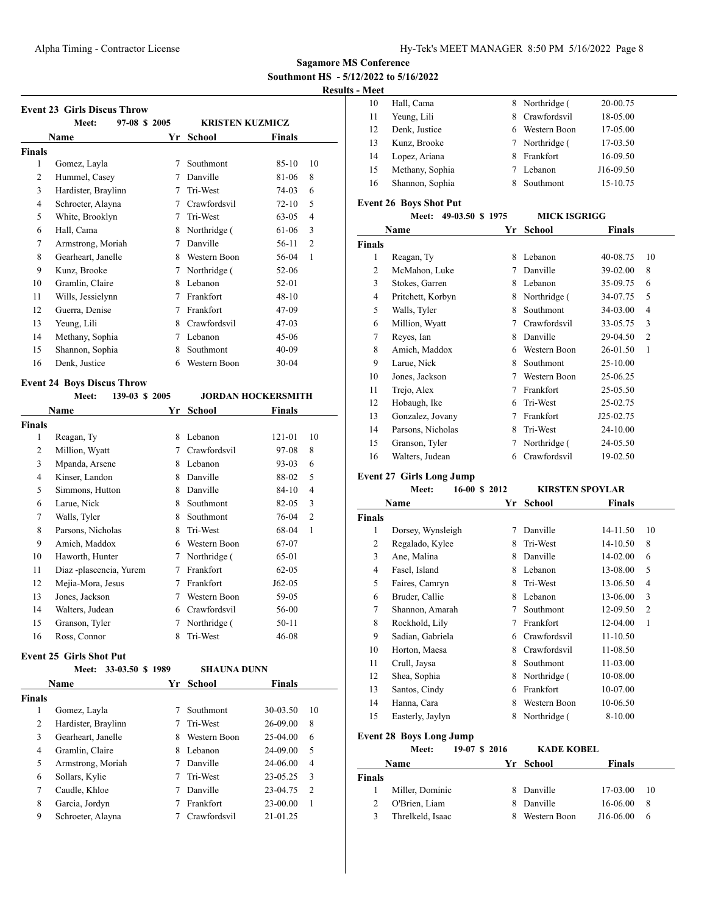**Sagamore MS Conference**

**Southmont HS - 5/12/2022 to 5/16/2022**

**Results - Meet**

### Event 23 Girls Discus Throw

Meet: 97-08 $ 2005 KRISTEN KUZMICZ

| Place | Name | Yr | School | Finals | Points |
|---|---|---|---|---|---|
| **Finals** | | | | | |
| 1 | Gomez, Layla | 7 | Southmont | 85-10 | 10 |
| 2 | Hummel, Casey | 7 | Danville | 81-06 | 8 |
| 3 | Hardister, Braylinn | 7 | Tri-West | 74-03 | 6 |
| 4 | Schroeter, Alayna | 7 | Crawfordsvil | 72-10 | 5 |
| 5 | White, Brooklyn | 7 | Tri-West | 63-05 | 4 |
| 6 | Hall, Cama | 8 | Northridge ( | 61-06 | 3 |
| 7 | Armstrong, Moriah | 7 | Danville | 56-11 | 2 |
| 8 | Gearheart, Janelle | 8 | Western Boon | 56-04 | 1 |
| 9 | Kunz, Brooke | 7 | Northridge ( | 52-06 | |
| 10 | Gramlin, Claire | 8 | Lebanon | 52-01 | |
| 11 | Wills, Jessielynn | 7 | Frankfort | 48-10 | |
| 12 | Guerra, Denise | 7 | Frankfort | 47-09 | |
| 13 | Yeung, Lili | 8 | Crawfordsvil | 47-03 | |
| 14 | Methany, Sophia | 7 | Lebanon | 45-06 | |
| 15 | Shannon, Sophia | 8 | Southmont | 40-09 | |
| 16 | Denk, Justice | 6 | Western Boon | 30-04 | |

### Event 24 Boys Discus Throw

Meet: 139-03 $ 2005 JORDAN HOCKERSMITH

| Place | Name | Yr | School | Finals | Points |
|---|---|---|---|---|---|
| **Finals** | | | | | |
| 1 | Reagan, Ty | 8 | Lebanon | 121-01 | 10 |
| 2 | Million, Wyatt | 7 | Crawfordsvil | 97-08 | 8 |
| 3 | Mpanda, Arsene | 8 | Lebanon | 93-03 | 6 |
| 4 | Kinser, Landon | 8 | Danville | 88-02 | 5 |
| 5 | Simmons, Hutton | 8 | Danville | 84-10 | 4 |
| 6 | Larue, Nick | 8 | Southmont | 82-05 | 3 |
| 7 | Walls, Tyler | 8 | Southmont | 76-04 | 2 |
| 8 | Parsons, Nicholas | 8 | Tri-West | 68-04 | 1 |
| 9 | Amich, Maddox | 6 | Western Boon | 67-07 | |
| 10 | Haworth, Hunter | 7 | Northridge ( | 65-01 | |
| 11 | Diaz -plascencia, Yurem | 7 | Frankfort | 62-05 | |
| 12 | Mejia-Mora, Jesus | 7 | Frankfort | J62-05 | |
| 13 | Jones, Jackson | 7 | Western Boon | 59-05 | |
| 14 | Walters, Judean | 6 | Crawfordsvil | 56-00 | |
| 15 | Granson, Tyler | 7 | Northridge ( | 50-11 | |
| 16 | Ross, Connor | 8 | Tri-West | 46-08 | |

### Event 25 Girls Shot Put

Meet: 33-03.50 $ 1989 SHAUNA DUNN

| Place | Name | Yr | School | Finals | Points |
|---|---|---|---|---|---|
| **Finals** | | | | | |
| 1 | Gomez, Layla | 7 | Southmont | 30-03.50 | 10 |
| 2 | Hardister, Braylinn | 7 | Tri-West | 26-09.00 | 8 |
| 3 | Gearheart, Janelle | 8 | Western Boon | 25-04.00 | 6 |
| 4 | Gramlin, Claire | 8 | Lebanon | 24-09.00 | 5 |
| 5 | Armstrong, Moriah | 7 | Danville | 24-06.00 | 4 |
| 6 | Sollars, Kylie | 7 | Tri-West | 23-05.25 | 3 |
| 7 | Caudle, Khloe | 7 | Danville | 23-04.75 | 2 |
| 8 | Garcia, Jordyn | 7 | Frankfort | 23-00.00 | 1 |
| 9 | Schroeter, Alayna | 7 | Crawfordsvil | 21-01.25 | |
| 10 | Hall, Cama | 8 | Northridge ( | 20-00.75 | |
| 11 | Yeung, Lili | 8 | Crawfordsvil | 18-05.00 | |
| 12 | Denk, Justice | 6 | Western Boon | 17-05.00 | |
| 13 | Kunz, Brooke | 7 | Northridge ( | 17-03.50 | |
| 14 | Lopez, Ariana | 8 | Frankfort | 16-09.50 | |
| 15 | Methany, Sophia | 7 | Lebanon | J16-09.50 | |
| 16 | Shannon, Sophia | 8 | Southmont | 15-10.75 | |

### Event 26 Boys Shot Put

Meet: 49-03.50 $ 1975 MICK ISGRIGG

| Place | Name | Yr | School | Finals | Points |
|---|---|---|---|---|---|
| **Finals** | | | | | |
| 1 | Reagan, Ty | 8 | Lebanon | 40-08.75 | 10 |
| 2 | McMahon, Luke | 7 | Danville | 39-02.00 | 8 |
| 3 | Stokes, Garren | 8 | Lebanon | 35-09.75 | 6 |
| 4 | Pritchett, Korbyn | 8 | Northridge ( | 34-07.75 | 5 |
| 5 | Walls, Tyler | 8 | Southmont | 34-03.00 | 4 |
| 6 | Million, Wyatt | 7 | Crawfordsvil | 33-05.75 | 3 |
| 7 | Reyes, Ian | 8 | Danville | 29-04.50 | 2 |
| 8 | Amich, Maddox | 6 | Western Boon | 26-01.50 | 1 |
| 9 | Larue, Nick | 8 | Southmont | 25-10.00 | |
| 10 | Jones, Jackson | 7 | Western Boon | 25-06.25 | |
| 11 | Trejo, Alex | 7 | Frankfort | 25-05.50 | |
| 12 | Hobaugh, Ike | 6 | Tri-West | 25-02.75 | |
| 13 | Gonzalez, Jovany | 7 | Frankfort | J25-02.75 | |
| 14 | Parsons, Nicholas | 8 | Tri-West | 24-10.00 | |
| 15 | Granson, Tyler | 7 | Northridge ( | 24-05.50 | |
| 16 | Walters, Judean | 6 | Crawfordsvil | 19-02.50 | |

### Event 27 Girls Long Jump

Meet: 16-00 $ 2012 KIRSTEN SPOYLAR

| Place | Name | Yr | School | Finals | Points |
|---|---|---|---|---|---|
| **Finals** | | | | | |
| 1 | Dorsey, Wynsleigh | 7 | Danville | 14-11.50 | 10 |
| 2 | Regalado, Kylee | 8 | Tri-West | 14-10.50 | 8 |
| 3 | Ane, Malina | 8 | Danville | 14-02.00 | 6 |
| 4 | Fasel, Island | 8 | Lebanon | 13-08.00 | 5 |
| 5 | Faires, Camryn | 8 | Tri-West | 13-06.50 | 4 |
| 6 | Bruder, Callie | 8 | Lebanon | 13-06.00 | 3 |
| 7 | Shannon, Amarah | 7 | Southmont | 12-09.50 | 2 |
| 8 | Rockhold, Lily | 7 | Frankfort | 12-04.00 | 1 |
| 9 | Sadian, Gabriela | 6 | Crawfordsvil | 11-10.50 | |
| 10 | Horton, Maesa | 8 | Crawfordsvil | 11-08.50 | |
| 11 | Crull, Jaysa | 8 | Southmont | 11-03.00 | |
| 12 | Shea, Sophia | 8 | Northridge ( | 10-08.00 | |
| 13 | Santos, Cindy | 6 | Frankfort | 10-07.00 | |
| 14 | Hanna, Cara | 8 | Western Boon | 10-06.50 | |
| 15 | Easterly, Jaylyn | 8 | Northridge ( | 8-10.00 | |

### Event 28 Boys Long Jump

Meet: 19-07 $ 2016 KADE KOBEL

| Place | Name | Yr | School | Finals | Points |
|---|---|---|---|---|---|
| **Finals** | | | | | |
| 1 | Miller, Dominic | 8 | Danville | 17-03.00 | 10 |
| 2 | O'Brien, Liam | 8 | Danville | 16-06.00 | 8 |
| 3 | Threlkeld, Isaac | 8 | Western Boon | J16-06.00 | 6 |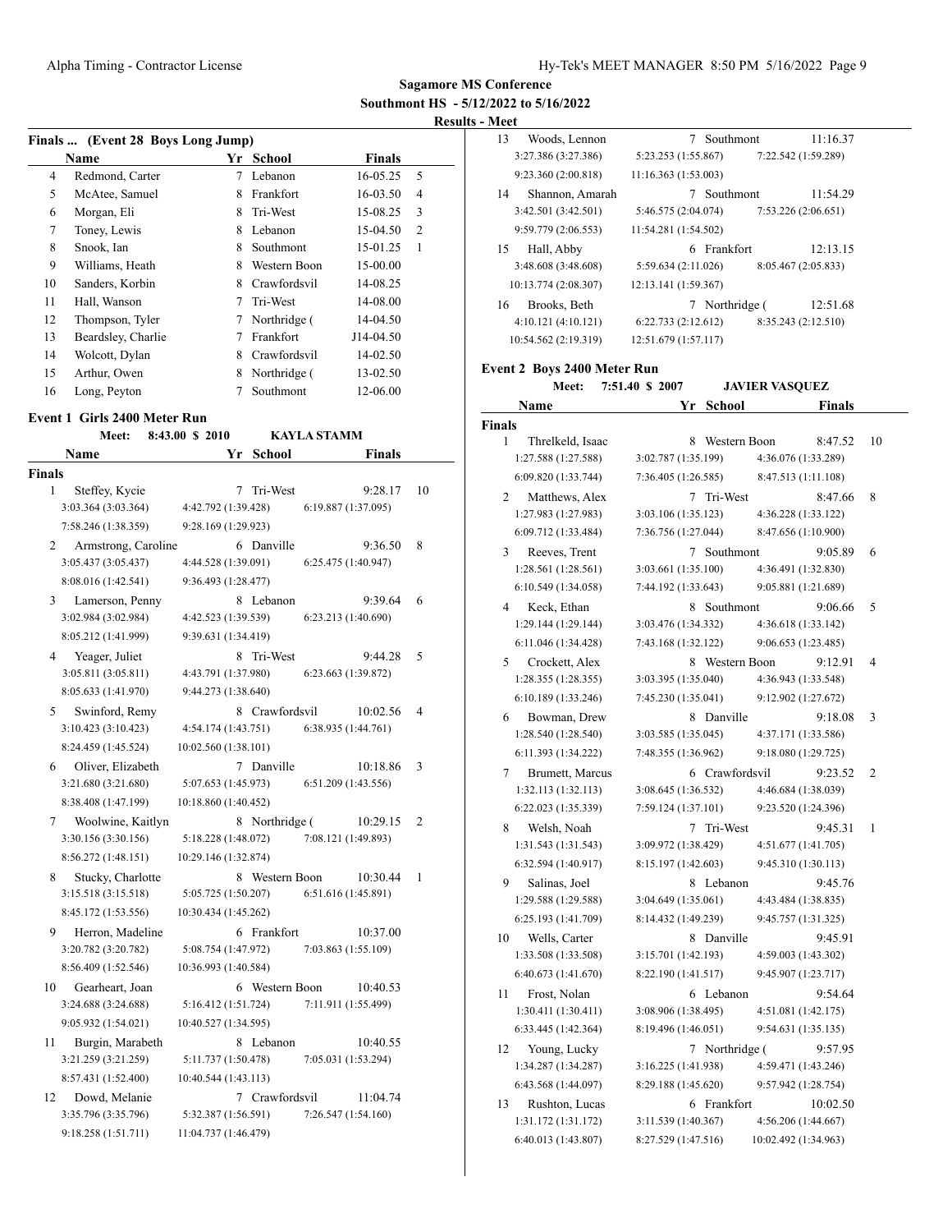**Sagamore MS Conference**
**Southmont HS - 5/12/2022 to 5/16/2022**
**Results - Meet**

### Finals ... (Event 28 Boys Long Jump)

| | Name | Yr | School | Finals | |
|---|---|---|---|---|---|
| 4 | Redmond, Carter | 7 | Lebanon | 16-05.25 | 5 |
| 5 | McAtee, Samuel | 8 | Frankfort | 16-03.50 | 4 |
| 6 | Morgan, Eli | 8 | Tri-West | 15-08.25 | 3 |
| 7 | Toney, Lewis | 8 | Lebanon | 15-04.50 | 2 |
| 8 | Snook, Ian | 8 | Southmont | 15-01.25 | 1 |
| 9 | Williams, Heath | 8 | Western Boon | 15-00.00 | |
| 10 | Sanders, Korbin | 8 | Crawfordsvil | 14-08.25 | |
| 11 | Hall, Wanson | 7 | Tri-West | 14-08.00 | |
| 12 | Thompson, Tyler | 7 | Northridge ( | 14-04.50 | |
| 13 | Beardsley, Charlie | 7 | Frankfort | J14-04.50 | |
| 14 | Wolcott, Dylan | 8 | Crawfordsvil | 14-02.50 | |
| 15 | Arthur, Owen | 8 | Northridge ( | 13-02.50 | |
| 16 | Long, Peyton | 7 | Southmont | 12-06.00 | |

### Event 1 Girls 2400 Meter Run

Meet: 8:43.00 $ 2010 KAYLA STAMM

**Finals**

| | Name | Yr | School | Finals | |
|---|---|---|---|---|---|
| 1 | Steffey, Kycie | 7 | Tri-West | 9:28.17 | 10 |
| | 3:03.364 (3:03.364) | 4:42.792 (1:39.428) | 6:19.887 (1:37.095) | | |
| | 7:58.246 (1:38.359) | 9:28.169 (1:29.923) | | | |
| 2 | Armstrong, Caroline | 6 | Danville | 9:36.50 | 8 |
| | 3:05.437 (3:05.437) | 4:44.528 (1:39.091) | 6:25.475 (1:40.947) | | |
| | 8:08.016 (1:42.541) | 9:36.493 (1:28.477) | | | |
| 3 | Lamerson, Penny | 8 | Lebanon | 9:39.64 | 6 |
| | 3:02.984 (3:02.984) | 4:42.523 (1:39.539) | 6:23.213 (1:40.690) | | |
| | 8:05.212 (1:41.999) | 9:39.631 (1:34.419) | | | |
| 4 | Yeager, Juliet | 8 | Tri-West | 9:44.28 | 5 |
| | 3:05.811 (3:05.811) | 4:43.791 (1:37.980) | 6:23.663 (1:39.872) | | |
| | 8:05.633 (1:41.970) | 9:44.273 (1:38.640) | | | |
| 5 | Swinford, Remy | 8 | Crawfordsvil | 10:02.56 | 4 |
| | 3:10.423 (3:10.423) | 4:54.174 (1:43.751) | 6:38.935 (1:44.761) | | |
| | 8:24.459 (1:45.524) | 10:02.560 (1:38.101) | | | |
| 6 | Oliver, Elizabeth | 7 | Danville | 10:18.86 | 3 |
| | 3:21.680 (3:21.680) | 5:07.653 (1:45.973) | 6:51.209 (1:43.556) | | |
| | 8:38.408 (1:47.199) | 10:18.860 (1:40.452) | | | |
| 7 | Woolwine, Kaitlyn | 8 | Northridge ( | 10:29.15 | 2 |
| | 3:30.156 (3:30.156) | 5:18.228 (1:48.072) | 7:08.121 (1:49.893) | | |
| | 8:56.272 (1:48.151) | 10:29.146 (1:32.874) | | | |
| 8 | Stucky, Charlotte | 8 | Western Boon | 10:30.44 | 1 |
| | 3:15.518 (3:15.518) | 5:05.725 (1:50.207) | 6:51.616 (1:45.891) | | |
| | 8:45.172 (1:53.556) | 10:30.434 (1:45.262) | | | |
| 9 | Herron, Madeline | 6 | Frankfort | 10:37.00 | |
| | 3:20.782 (3:20.782) | 5:08.754 (1:47.972) | 7:03.863 (1:55.109) | | |
| | 8:56.409 (1:52.546) | 10:36.993 (1:40.584) | | | |
| 10 | Gearheart, Joan | 6 | Western Boon | 10:40.53 | |
| | 3:24.688 (3:24.688) | 5:16.412 (1:51.724) | 7:11.911 (1:55.499) | | |
| | 9:05.932 (1:54.021) | 10:40.527 (1:34.595) | | | |
| 11 | Burgin, Marabeth | 8 | Lebanon | 10:40.55 | |
| | 3:21.259 (3:21.259) | 5:11.737 (1:50.478) | 7:05.031 (1:53.294) | | |
| | 8:57.431 (1:52.400) | 10:40.544 (1:43.113) | | | |
| 12 | Dowd, Melanie | 7 | Crawfordsvil | 11:04.74 | |
| | 3:35.796 (3:35.796) | 5:32.387 (1:56.591) | 7:26.547 (1:54.160) | | |
| | 9:18.258 (1:51.711) | 11:04.737 (1:46.479) | | | |
| 13 | Woods, Lennon | 7 | Southmont | 11:16.37 | |
| | 3:27.386 (3:27.386) | 5:23.253 (1:55.867) | 7:22.542 (1:59.289) | | |
| | 9:23.360 (2:00.818) | 11:16.363 (1:53.003) | | | |
| 14 | Shannon, Amarah | 7 | Southmont | 11:54.29 | |
| | 3:42.501 (3:42.501) | 5:46.575 (2:04.074) | 7:53.226 (2:06.651) | | |
| | 9:59.779 (2:06.553) | 11:54.281 (1:54.502) | | | |
| 15 | Hall, Abby | 6 | Frankfort | 12:13.15 | |
| | 3:48.608 (3:48.608) | 5:59.634 (2:11.026) | 8:05.467 (2:05.833) | | |
| | 10:13.774 (2:08.307) | 12:13.141 (1:59.367) | | | |
| 16 | Brooks, Beth | 7 | Northridge ( | 12:51.68 | |
| | 4:10.121 (4:10.121) | 6:22.733 (2:12.612) | 8:35.243 (2:12.510) | | |
| | 10:54.562 (2:19.319) | 12:51.679 (1:57.117) | | | |

### Event 2 Boys 2400 Meter Run

Meet: 7:51.40 $ 2007 JAVIER VASQUEZ

**Finals**

| | Name | Yr | School | Finals | |
|---|---|---|---|---|---|
| 1 | Threlkeld, Isaac | 8 | Western Boon | 8:47.52 | 10 |
| | 1:27.588 (1:27.588) | 3:02.787 (1:35.199) | 4:36.076 (1:33.289) | | |
| | 6:09.820 (1:33.744) | 7:36.405 (1:26.585) | 8:47.513 (1:11.108) | | |
| 2 | Matthews, Alex | 7 | Tri-West | 8:47.66 | 8 |
| | 1:27.983 (1:27.983) | 3:03.106 (1:35.123) | 4:36.228 (1:33.122) | | |
| | 6:09.712 (1:33.484) | 7:36.756 (1:27.044) | 8:47.656 (1:10.900) | | |
| 3 | Reeves, Trent | 7 | Southmont | 9:05.89 | 6 |
| | 1:28.561 (1:28.561) | 3:03.661 (1:35.100) | 4:36.491 (1:32.830) | | |
| | 6:10.549 (1:34.058) | 7:44.192 (1:33.643) | 9:05.881 (1:21.689) | | |
| 4 | Keck, Ethan | 8 | Southmont | 9:06.66 | 5 |
| | 1:29.144 (1:29.144) | 3:03.476 (1:34.332) | 4:36.618 (1:33.142) | | |
| | 6:11.046 (1:34.428) | 7:43.168 (1:32.122) | 9:06.653 (1:23.485) | | |
| 5 | Crockett, Alex | 8 | Western Boon | 9:12.91 | 4 |
| | 1:28.355 (1:28.355) | 3:03.395 (1:35.040) | 4:36.943 (1:33.548) | | |
| | 6:10.189 (1:33.246) | 7:45.230 (1:35.041) | 9:12.902 (1:27.672) | | |
| 6 | Bowman, Drew | 8 | Danville | 9:18.08 | 3 |
| | 1:28.540 (1:28.540) | 3:03.585 (1:35.045) | 4:37.171 (1:33.586) | | |
| | 6:11.393 (1:34.222) | 7:48.355 (1:36.962) | 9:18.080 (1:29.725) | | |
| 7 | Brumett, Marcus | 6 | Crawfordsvil | 9:23.52 | 2 |
| | 1:32.113 (1:32.113) | 3:08.645 (1:36.532) | 4:46.684 (1:38.039) | | |
| | 6:22.023 (1:35.339) | 7:59.124 (1:37.101) | 9:23.520 (1:24.396) | | |
| 8 | Welsh, Noah | 7 | Tri-West | 9:45.31 | 1 |
| | 1:31.543 (1:31.543) | 3:09.972 (1:38.429) | 4:51.677 (1:41.705) | | |
| | 6:32.594 (1:40.917) | 8:15.197 (1:42.603) | 9:45.310 (1:30.113) | | |
| 9 | Salinas, Joel | 8 | Lebanon | 9:45.76 | |
| | 1:29.588 (1:29.588) | 3:04.649 (1:35.061) | 4:43.484 (1:38.835) | | |
| | 6:25.193 (1:41.709) | 8:14.432 (1:49.239) | 9:45.757 (1:31.325) | | |
| 10 | Wells, Carter | 8 | Danville | 9:45.91 | |
| | 1:33.508 (1:33.508) | 3:15.701 (1:42.193) | 4:59.003 (1:43.302) | | |
| | 6:40.673 (1:41.670) | 8:22.190 (1:41.517) | 9:45.907 (1:23.717) | | |
| 11 | Frost, Nolan | 6 | Lebanon | 9:54.64 | |
| | 1:30.411 (1:30.411) | 3:08.906 (1:38.495) | 4:51.081 (1:42.175) | | |
| | 6:33.445 (1:42.364) | 8:19.496 (1:46.051) | 9:54.631 (1:35.135) | | |
| 12 | Young, Lucky | 7 | Northridge ( | 9:57.95 | |
| | 1:34.287 (1:34.287) | 3:16.225 (1:41.938) | 4:59.471 (1:43.246) | | |
| | 6:43.568 (1:44.097) | 8:29.188 (1:45.620) | 9:57.942 (1:28.754) | | |
| 13 | Rushton, Lucas | 6 | Frankfort | 10:02.50 | |
| | 1:31.172 (1:31.172) | 3:11.539 (1:40.367) | 4:56.206 (1:44.667) | | |
| | 6:40.013 (1:43.807) | 8:27.529 (1:47.516) | 10:02.492 (1:34.963) | | |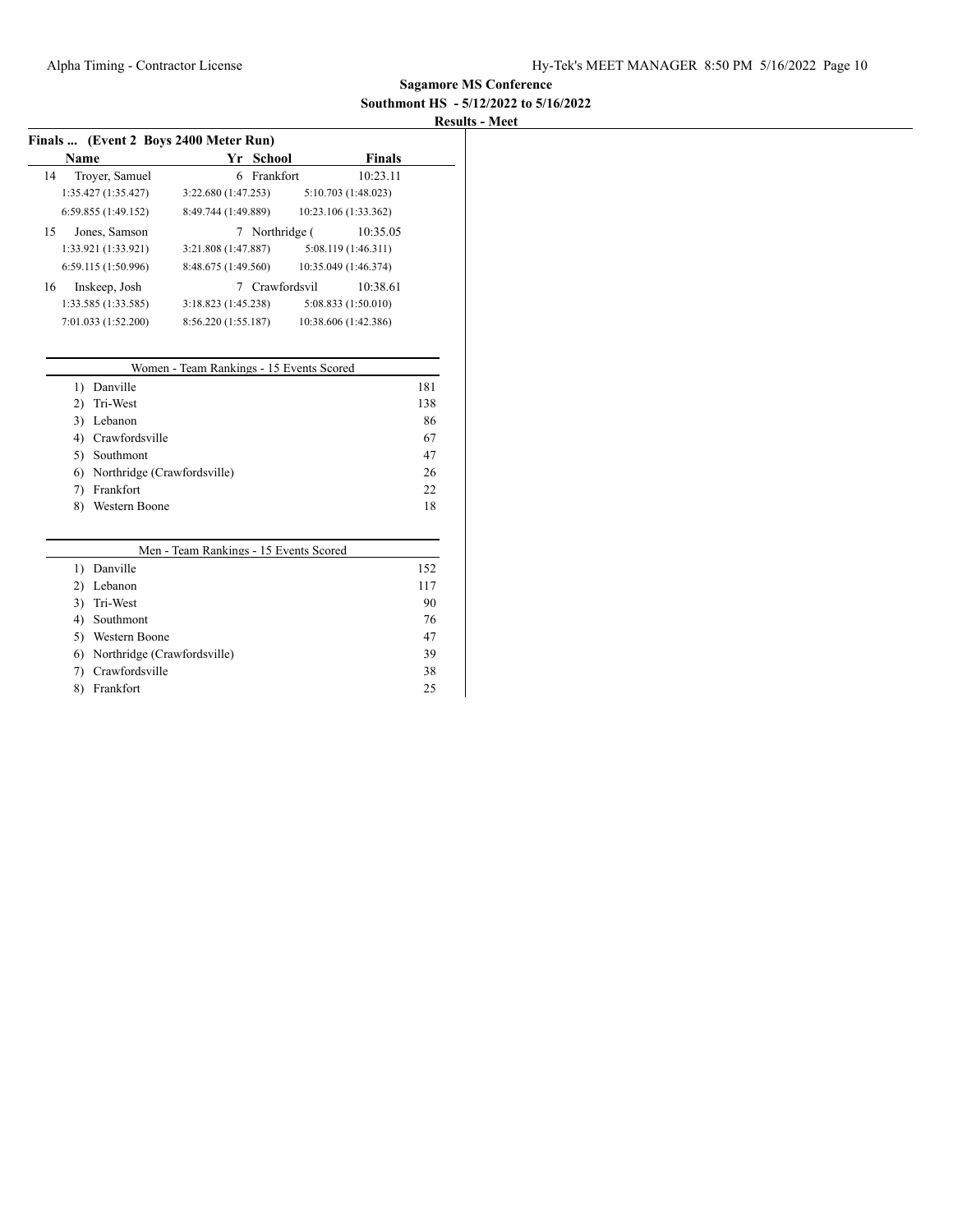## Sagamore MS Conference

**Southmont HS - 5/12/2022 to 5/16/2022**

**Results - Meet**

### Finals ... (Event 2 Boys 2400 Meter Run)

| | Name | Yr | School | Finals |
|---|---|---|---|---|
| 14 | Troyer, Samuel | 6 | Frankfort | 10:23.11 |
| | 1:35.427 (1:35.427) | 3:22.680 (1:47.253) | 5:10.703 (1:48.023) | |
| | 6:59.855 (1:49.152) | 8:49.744 (1:49.889) | 10:23.106 (1:33.362) | |
| 15 | Jones, Samson | 7 | Northridge ( | 10:35.05 |
| | 1:33.921 (1:33.921) | 3:21.808 (1:47.887) | 5:08.119 (1:46.311) | |
| | 6:59.115 (1:50.996) | 8:48.675 (1:49.560) | 10:35.049 (1:46.374) | |
| 16 | Inskeep, Josh | 7 | Crawfordsvil | 10:38.61 |
| | 1:33.585 (1:33.585) | 3:18.823 (1:45.238) | 5:08.833 (1:50.010) | |
| | 7:01.033 (1:52.200) | 8:56.220 (1:55.187) | 10:38.606 (1:42.386) | |

### Women - Team Rankings - 15 Events Scored

| | | |
|---|---|---|
| 1) | Danville | 181 |
| 2) | Tri-West | 138 |
| 3) | Lebanon | 86 |
| 4) | Crawfordsville | 67 |
| 5) | Southmont | 47 |
| 6) | Northridge (Crawfordsville) | 26 |
| 7) | Frankfort | 22 |
| 8) | Western Boone | 18 |

### Men - Team Rankings - 15 Events Scored

| | | |
|---|---|---|
| 1) | Danville | 152 |
| 2) | Lebanon | 117 |
| 3) | Tri-West | 90 |
| 4) | Southmont | 76 |
| 5) | Western Boone | 47 |
| 6) | Northridge (Crawfordsville) | 39 |
| 7) | Crawfordsville | 38 |
| 8) | Frankfort | 25 |